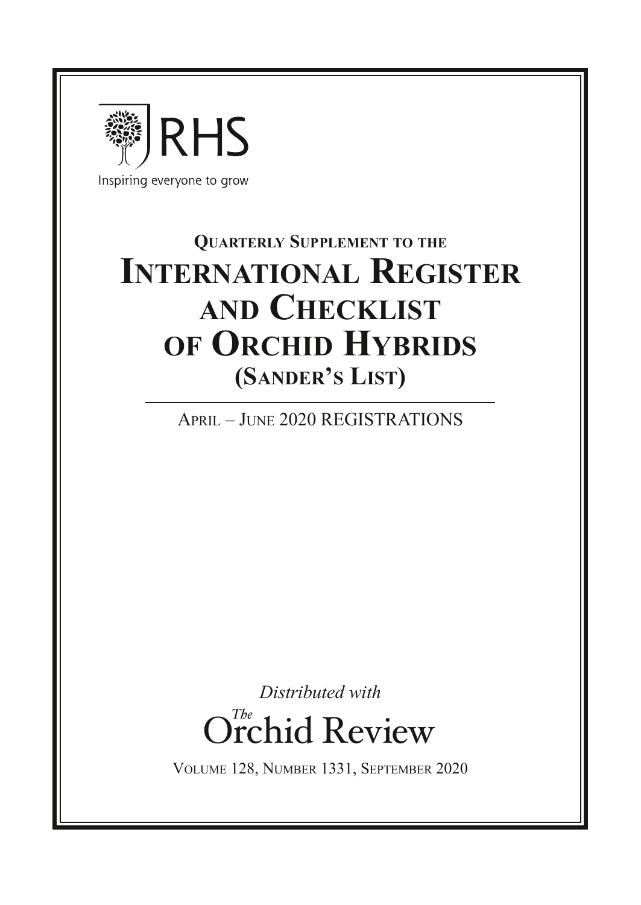RHS

Inspiring everyone to grow

# Quarterly Supplement to the International Register and Checklist of Orchid Hybrids (Sander's List)

April – June 2020 Registrations

*Distributed with*

The Orchid Review

Volume 128, Number 1331, September 2020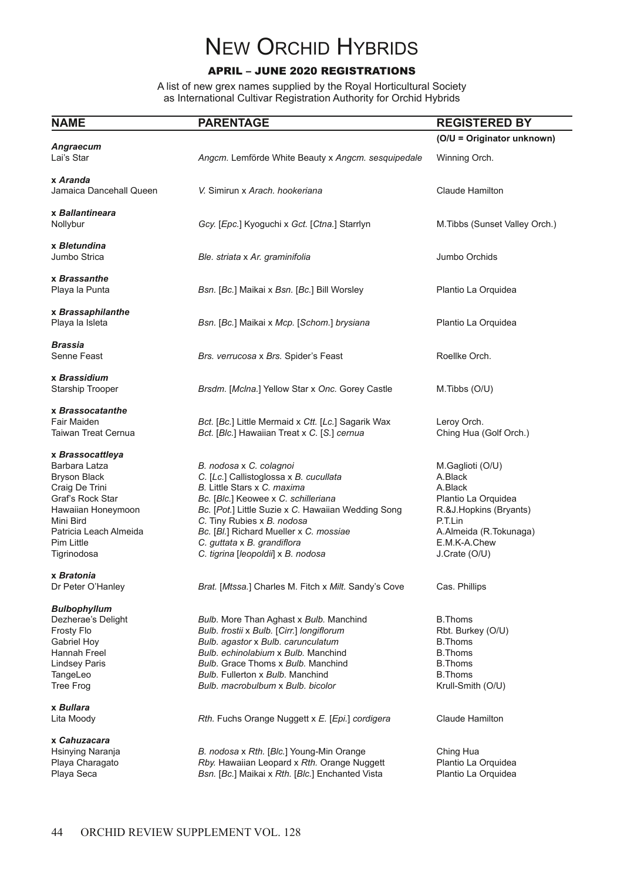# NEW ORCHID HYBRIDS

## APRIL – JUNE 2020 REGISTRATIONS

A list of new grex names supplied by the Royal Horticultural Society as International Cultivar Registration Authority for Orchid Hybrids

| NAME | PARENTAGE | REGISTERED BY |
|---|---|---|
| | | **(O/U = Originator unknown)** |
| ***Angraecum*** | | |
| Lai's Star | *Angcm.* Lemförde White Beauty x *Angcm. sesquipedale* | Winning Orch. |
| **x *Aranda*** | | |
| Jamaica Dancehall Queen | *V.* Simirun x *Arach. hookeriana* | Claude Hamilton |
| **x *Ballantineara*** | | |
| Nollybur | *Gcy.* [*Epc.*] Kyoguchi x *Gct.* [*Ctna.*] Starrlyn | M.Tibbs (Sunset Valley Orch.) |
| **x *Bletundina*** | | |
| Jumbo Strica | *Ble. striata* x *Ar. graminifolia* | Jumbo Orchids |
| **x *Brassanthe*** | | |
| Playa la Punta | *Bsn.* [*Bc.*] Maikai x *Bsn.* [*Bc.*] Bill Worsley | Plantio La Orquidea |
| **x *Brassaphilanthe*** | | |
| Playa la Isleta | *Bsn.* [*Bc.*] Maikai x *Mcp.* [*Schom.*] *brysiana* | Plantio La Orquidea |
| ***Brassia*** | | |
| Senne Feast | *Brs. verrucosa* x *Brs.* Spider's Feast | Roellke Orch. |
| **x *Brassidium*** | | |
| Starship Trooper | *Brsdm.* [*Mclna.*] Yellow Star x *Onc.* Gorey Castle | M.Tibbs (O/U) |
| **x *Brassocatanthe*** | | |
| Fair Maiden | *Bct.* [*Bc.*] Little Mermaid x *Ctt.* [*Lc.*] Sagarik Wax | Leroy Orch. |
| Taiwan Treat Cernua | *Bct.* [*Blc.*] Hawaiian Treat x *C.* [*S.*] *cernua* | Ching Hua (Golf Orch.) |
| **x *Brassocattleya*** | | |
| Barbara Latza | *B. nodosa* x *C. colagnoi* | M.Gaglioti (O/U) |
| Bryson Black | *C.* [*Lc.*] Callistoglossa x *B. cucullata* | A.Black |
| Craig De Trini | *B.* Little Stars x *C. maxima* | A.Black |
| Graf's Rock Star | *Bc.* [*Blc.*] Keowee x *C. schilleriana* | Plantio La Orquidea |
| Hawaiian Honeymoon | *Bc.* [*Pot.*] Little Suzie x *C.* Hawaiian Wedding Song | R.&J.Hopkins (Bryants) |
| Mini Bird | *C.* Tiny Rubies x *B. nodosa* | P.T.Lin |
| Patricia Leach Almeida | *Bc.* [*Bl.*] Richard Mueller x *C. mossiae* | A.Almeida (R.Tokunaga) |
| Pim Little | *C. guttata* x *B. grandiflora* | E.M.K-A.Chew |
| Tigrinodosa | *C. tigrina* [*leopoldii*] x *B. nodosa* | J.Crate (O/U) |
| **x *Bratonia*** | | |
| Dr Peter O'Hanley | *Brat.* [*Mtssa.*] Charles M. Fitch x *Milt.* Sandy's Cove | Cas. Phillips |
| ***Bulbophyllum*** | | |
| Dezherae's Delight | *Bulb.* More Than Aghast x *Bulb.* Manchind | B.Thoms |
| Frosty Flo | *Bulb. frostii* x *Bulb.* [*Cirr.*] *longiflorum* | Rbt. Burkey (O/U) |
| Gabriel Hoy | *Bulb. agastor* x *Bulb. carunculatum* | B.Thoms |
| Hannah Freel | *Bulb. echinolabium* x *Bulb.* Manchind | B.Thoms |
| Lindsey Paris | *Bulb.* Grace Thoms x *Bulb.* Manchind | B.Thoms |
| TangeLeo | *Bulb.* Fullerton x *Bulb.* Manchind | B.Thoms |
| Tree Frog | *Bulb. macrobulbum* x *Bulb. bicolor* | Krull-Smith (O/U) |
| **x *Bullara*** | | |
| Lita Moody | *Rth.* Fuchs Orange Nuggett x *E.* [*Epi.*] *cordigera* | Claude Hamilton |
| **x *Cahuzacara*** | | |
| Hsinying Naranja | *B. nodosa* x *Rth.* [*Blc.*] Young-Min Orange | Ching Hua |
| Playa Charagato | *Rby.* Hawaiian Leopard x *Rth.* Orange Nuggett | Plantio La Orquidea |
| Playa Seca | *Bsn.* [*Bc.*] Maikai x *Rth.* [*Blc.*] Enchanted Vista | Plantio La Orquidea |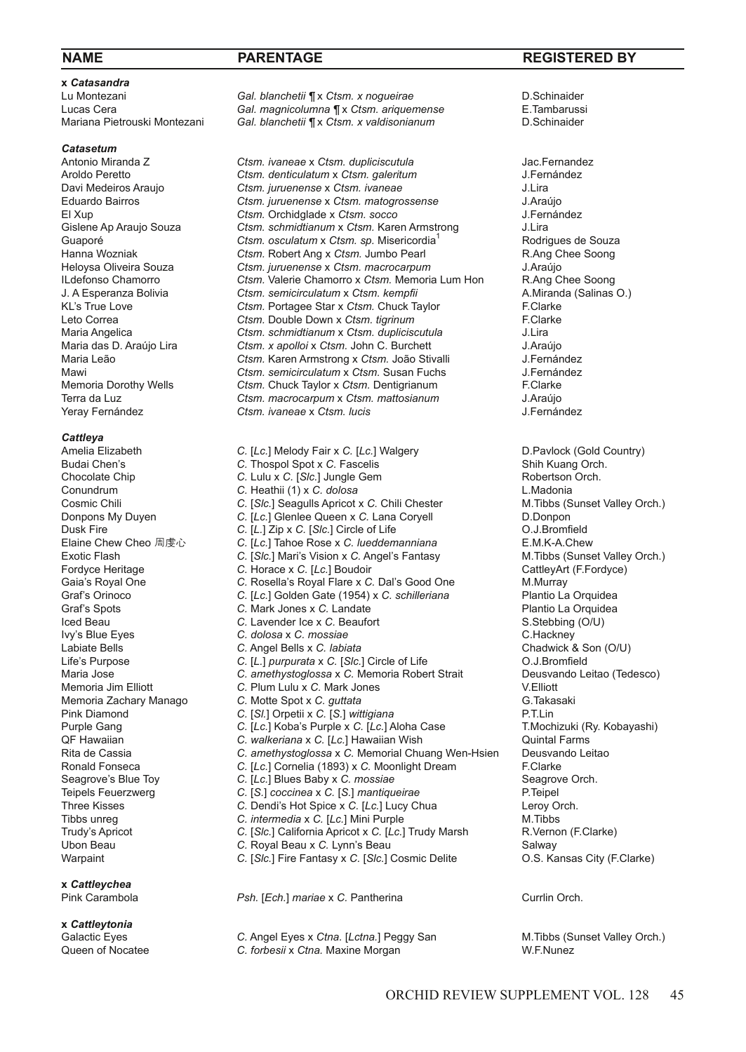| NAME | PARENTAGE | REGISTERED BY |
|---|---|---|
| **x *Catasandra*** | | |
| Lu Montezani | *Gal. blanchetii* ¶ x *Ctsm. x nogueirae* | D.Schinaider |
| Lucas Cera | *Gal. magnicolumna* ¶ x *Ctsm. ariquemense* | E.Tambarussi |
| Mariana Pietrouski Montezani | *Gal. blanchetii* ¶ x *Ctsm. x valdisonianum* | D.Schinaider |
| ***Catasetum*** | | |
| Antonio Miranda Z | *Ctsm. ivaneae* x *Ctsm. dupliciscutula* | Jac.Fernandez |
| Aroldo Peretto | *Ctsm. denticulatum* x *Ctsm. galeritum* | J.Fernández |
| Davi Medeiros Araujo | *Ctsm. juruenense* x *Ctsm. ivaneae* | J.Lira |
| Eduardo Bairros | *Ctsm. juruenense* x *Ctsm. matogrossense* | J.Araújo |
| El Xup | *Ctsm.* Orchidglade x *Ctsm. socco* | J.Fernández |
| Gislene Ap Araujo Souza | *Ctsm. schmidtianum* x *Ctsm.* Karen Armstrong | J.Lira |
| Guaporé | *Ctsm. osculatum* x *Ctsm. sp.* Misericordia[1] | Rodrigues de Souza |
| Hanna Wozniak | *Ctsm.* Robert Ang x *Ctsm.* Jumbo Pearl | R.Ang Chee Soong |
| Heloysa Oliveira Souza | *Ctsm. juruenense* x *Ctsm. macrocarpum* | J.Araújo |
| ILdefonso Chamorro | *Ctsm.* Valerie Chamorro x *Ctsm.* Memoria Lum Hon | R.Ang Chee Soong |
| J. A Esperanza Bolivia | *Ctsm. semicirculatum* x *Ctsm. kempfii* | A.Miranda (Salinas O.) |
| KL's True Love | *Ctsm.* Portagee Star x *Ctsm.* Chuck Taylor | F.Clarke |
| Leto Correa | *Ctsm.* Double Down x *Ctsm. tigrinum* | F.Clarke |
| Maria Angelica | *Ctsm. schmidtianum* x *Ctsm. dupliciscutula* | J.Lira |
| Maria das D. Araújo Lira | *Ctsm. x apolloi* x *Ctsm.* John C. Burchett | J.Araújo |
| Maria Leão | *Ctsm.* Karen Armstrong x *Ctsm.* João Stivalli | J.Fernández |
| Mawi | *Ctsm. semicirculatum* x *Ctsm.* Susan Fuchs | J.Fernández |
| Memoria Dorothy Wells | *Ctsm.* Chuck Taylor x *Ctsm.* Dentigrianum | F.Clarke |
| Terra da Luz | *Ctsm. macrocarpum* x *Ctsm. mattosianum* | J.Araújo |
| Yeray Fernández | *Ctsm. ivaneae* x *Ctsm. lucis* | J.Fernández |
| ***Cattleya*** | | |
| Amelia Elizabeth | *C.* [*Lc.*] Melody Fair x *C.* [*Lc.*] Walgery | D.Pavlock (Gold Country) |
| Budai Chen's | *C.* Thospol Spot x *C.* Fascelis | Shih Kuang Orch. |
| Chocolate Chip | *C.* Lulu x *C.* [*Slc.*] Jungle Gem | Robertson Orch. |
| Conundrum | *C.* Heathii (1) x *C. dolosa* | L.Madonia |
| Cosmic Chili | *C.* [*Slc.*] Seagulls Apricot x *C.* Chili Chester | M.Tibbs (Sunset Valley Orch.) |
| Donpons My Duyen | *C.* [*Lc.*] Glenlee Queen x *C.* Lana Coryell | D.Donpon |
| Dusk Fire | *C.* [*L.*] Zip x *C.* [*Slc.*] Circle of Life | O.J.Bromfield |
| Elaine Chew Cheo 周虔心 | *C.* [*Lc.*] Tahoe Rose x *C. lueddemanniana* | E.M.K-A.Chew |
| Exotic Flash | *C.* [*Slc.*] Mari's Vision x *C.* Angel's Fantasy | M.Tibbs (Sunset Valley Orch.) |
| Fordyce Heritage | *C.* Horace x *C.* [*Lc.*] Boudoir | CattleyArt (F.Fordyce) |
| Gaia's Royal One | *C.* Rosella's Royal Flare x *C.* Dal's Good One | M.Murray |
| Graf's Orinoco | *C.* [*Lc.*] Golden Gate (1954) x *C. schilleriana* | Plantio La Orquidea |
| Graf's Spots | *C.* Mark Jones x *C.* Landate | Plantio La Orquidea |
| Iced Beau | *C.* Lavender Ice x *C.* Beaufort | S.Stebbing (O/U) |
| Ivy's Blue Eyes | *C. dolosa* x *C. mossiae* | C.Hackney |
| Labiate Bells | *C.* Angel Bells x *C. labiata* | Chadwick & Son (O/U) |
| Life's Purpose | *C.* [*L.*] *purpurata* x *C.* [*Slc.*] Circle of Life | O.J.Bromfield |
| Maria Jose | *C. amethystoglossa* x *C.* Memoria Robert Strait | Deusvando Leitao (Tedesco) |
| Memoria Jim Elliott | *C.* Plum Lulu x *C.* Mark Jones | V.Elliott |
| Memoria Zachary Manago | *C.* Motte Spot x *C. guttata* | G.Takasaki |
| Pink Diamond | *C.* [*Sl.*] Orpetii x *C.* [*S.*] *wittigiana* | P.T.Lin |
| Purple Gang | *C.* [*Lc.*] Koba's Purple x *C.* [*Lc.*] Aloha Case | T.Mochizuki (Ry. Kobayashi) |
| QF Hawaiian | *C. walkeriana* x *C.* [*Lc.*] Hawaiian Wish | Quintal Farms |
| Rita de Cassia | *C. amethystoglossa* x *C.* Memorial Chuang Wen-Hsien | Deusvando Leitao |
| Ronald Fonseca | *C.* [*Lc.*] Cornelia (1893) x *C.* Moonlight Dream | F.Clarke |
| Seagrove's Blue Toy | *C.* [*Lc.*] Blues Baby x *C. mossiae* | Seagrove Orch. |
| Teipels Feuerzwerg | *C.* [*S.*] *coccinea* x *C.* [*S.*] *mantiqueirae* | P.Teipel |
| Three Kisses | *C.* Dendi's Hot Spice x *C.* [*Lc.*] Lucy Chua | Leroy Orch. |
| Tibbs unreg | *C. intermedia* x *C.* [*Lc.*] Mini Purple | M.Tibbs |
| Trudy's Apricot | *C.* [*Slc.*] California Apricot x *C.* [*Lc.*] Trudy Marsh | R.Vernon (F.Clarke) |
| Ubon Beau | *C.* Royal Beau x *C.* Lynn's Beau | Salway |
| Warpaint | *C.* [*Slc.*] Fire Fantasy x *C.* [*Slc.*] Cosmic Delite | O.S. Kansas City (F.Clarke) |
| **x *Cattleychea*** | | |
| Pink Carambola | *Psh.* [*Ech.*] *mariae* x *C.* Pantherina | Currlin Orch. |
| **x *Cattleytonia*** | | |
| Galactic Eyes | *C.* Angel Eyes x *Ctna.* [*Lctna.*] Peggy San | M.Tibbs (Sunset Valley Orch.) |
| Queen of Nocatee | *C. forbesii* x *Ctna.* Maxine Morgan | W.F.Nunez |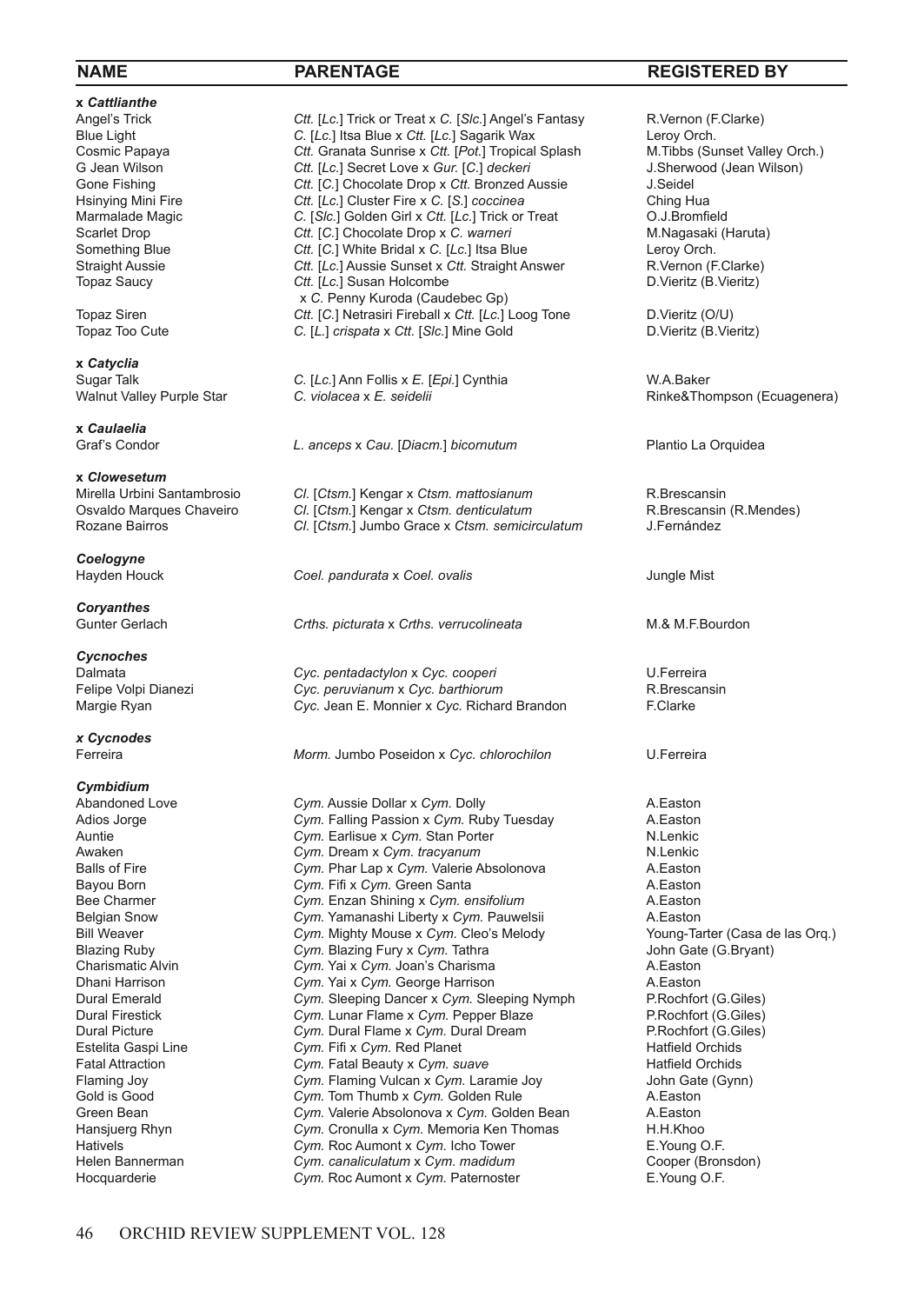| NAME | PARENTAGE | REGISTERED BY |
|---|---|---|
| **x *Cattlianthe*** | | |
| Angel's Trick | *Ctt.* [*Lc.*] Trick or Treat x *C.* [*Slc.*] Angel's Fantasy | R.Vernon (F.Clarke) |
| Blue Light | *C.* [*Lc.*] Itsa Blue x *Ctt.* [*Lc.*] Sagarik Wax | Leroy Orch. |
| Cosmic Papaya | *Ctt.* Granata Sunrise x *Ctt.* [*Pot.*] Tropical Splash | M.Tibbs (Sunset Valley Orch.) |
| G Jean Wilson | *Ctt.* [*Lc.*] Secret Love x *Gur.* [*C.*] *deckeri* | J.Sherwood (Jean Wilson) |
| Gone Fishing | *Ctt.* [*C.*] Chocolate Drop x *Ctt.* Bronzed Aussie | J.Seidel |
| Hsinying Mini Fire | *Ctt.* [*Lc.*] Cluster Fire x *C.* [*S.*] *coccinea* | Ching Hua |
| Marmalade Magic | *C.* [*Slc.*] Golden Girl x *Ctt.* [*Lc.*] Trick or Treat | O.J.Bromfield |
| Scarlet Drop | *Ctt.* [*C.*] Chocolate Drop x *C. warneri* | M.Nagasaki (Haruta) |
| Something Blue | *Ctt.* [*C.*] White Bridal x *C.* [*Lc.*] Itsa Blue | Leroy Orch. |
| Straight Aussie | *Ctt.* [*Lc.*] Aussie Sunset x *Ctt.* Straight Answer | R.Vernon (F.Clarke) |
| Topaz Saucy | *Ctt.* [*Lc.*] Susan Holcombe x *C.* Penny Kuroda (Caudebec Gp) | D.Vieritz (B.Vieritz) |
| Topaz Siren | *Ctt.* [*C.*] Netrasiri Fireball x *Ctt.* [*Lc.*] Loog Tone | D.Vieritz (O/U) |
| Topaz Too Cute | *C.* [*L.*] *crispata* x *Ctt.* [*Slc.*] Mine Gold | D.Vieritz (B.Vieritz) |
| **x *Catyclia*** | | |
| Sugar Talk | *C.* [*Lc.*] Ann Follis x *E.* [*Epi.*] Cynthia | W.A.Baker |
| Walnut Valley Purple Star | *C. violacea* x *E. seidelii* | Rinke&Thompson (Ecuagenera) |
| **x *Caulaelia*** | | |
| Graf's Condor | *L. anceps* x *Cau.* [*Diacm.*] *bicornutum* | Plantio La Orquidea |
| **x *Clowesetum*** | | |
| Mirella Urbini Santambrosio | *Cl.* [*Ctsm.*] Kengar x *Ctsm. mattosianum* | R.Brescansin |
| Osvaldo Marques Chaveiro | *Cl.* [*Ctsm.*] Kengar x *Ctsm. denticulatum* | R.Brescansin (R.Mendes) |
| Rozane Bairros | *Cl.* [*Ctsm.*] Jumbo Grace x *Ctsm. semicirculatum* | J.Fernández |
| ***Coelogyne*** | | |
| Hayden Houck | *Coel. pandurata* x *Coel. ovalis* | Jungle Mist |
| ***Coryanthes*** | | |
| Gunter Gerlach | *Crths. picturata* x *Crths. verrucolineata* | M.& M.F.Bourdon |
| ***Cycnoches*** | | |
| Dalmata | *Cyc. pentadactylon* x *Cyc. cooperi* | U.Ferreira |
| Felipe Volpi Dianezi | *Cyc. peruvianum* x *Cyc. barthiorum* | R.Brescansin |
| Margie Ryan | *Cyc.* Jean E. Monnier x *Cyc.* Richard Brandon | F.Clarke |
| ***x Cycnodes*** | | |
| Ferreira | *Morm.* Jumbo Poseidon x *Cyc. chlorochilon* | U.Ferreira |
| ***Cymbidium*** | | |
| Abandoned Love | *Cym.* Aussie Dollar x *Cym.* Dolly | A.Easton |
| Adios Jorge | *Cym.* Falling Passion x *Cym.* Ruby Tuesday | A.Easton |
| Auntie | *Cym.* Earlisue x *Cym.* Stan Porter | N.Lenkic |
| Awaken | *Cym.* Dream x *Cym. tracyanum* | N.Lenkic |
| Balls of Fire | *Cym.* Phar Lap x *Cym.* Valerie Absolonova | A.Easton |
| Bayou Born | *Cym.* Fifi x *Cym.* Green Santa | A.Easton |
| Bee Charmer | *Cym.* Enzan Shining x *Cym. ensifolium* | A.Easton |
| Belgian Snow | *Cym.* Yamanashi Liberty x *Cym.* Pauwelsii | A.Easton |
| Bill Weaver | *Cym.* Mighty Mouse x *Cym.* Cleo's Melody | Young-Tarter (Casa de las Orq.) |
| Blazing Ruby | *Cym.* Blazing Fury x *Cym.* Tathra | John Gate (G.Bryant) |
| Charismatic Alvin | *Cym.* Yai x *Cym.* Joan's Charisma | A.Easton |
| Dhani Harrison | *Cym.* Yai x *Cym.* George Harrison | A.Easton |
| Dural Emerald | *Cym.* Sleeping Dancer x *Cym.* Sleeping Nymph | P.Rochfort (G.Giles) |
| Dural Firestick | *Cym.* Lunar Flame x *Cym.* Pepper Blaze | P.Rochfort (G.Giles) |
| Dural Picture | *Cym.* Dural Flame x *Cym.* Dural Dream | P.Rochfort (G.Giles) |
| Estelita Gaspi Line | *Cym.* Fifi x *Cym.* Red Planet | Hatfield Orchids |
| Fatal Attraction | *Cym.* Fatal Beauty x *Cym. suave* | Hatfield Orchids |
| Flaming Joy | *Cym.* Flaming Vulcan x *Cym.* Laramie Joy | John Gate (Gynn) |
| Gold is Good | *Cym.* Tom Thumb x *Cym.* Golden Rule | A.Easton |
| Green Bean | *Cym.* Valerie Absolonova x *Cym.* Golden Bean | A.Easton |
| Hansjuerg Rhyn | *Cym.* Cronulla x *Cym.* Memoria Ken Thomas | H.H.Khoo |
| Hativels | *Cym.* Roc Aumont x *Cym.* Icho Tower | E.Young O.F. |
| Helen Bannerman | *Cym. canaliculatum* x *Cym. madidum* | Cooper (Bronsdon) |
| Hocquarderie | *Cym.* Roc Aumont x *Cym.* Paternoster | E.Young O.F. |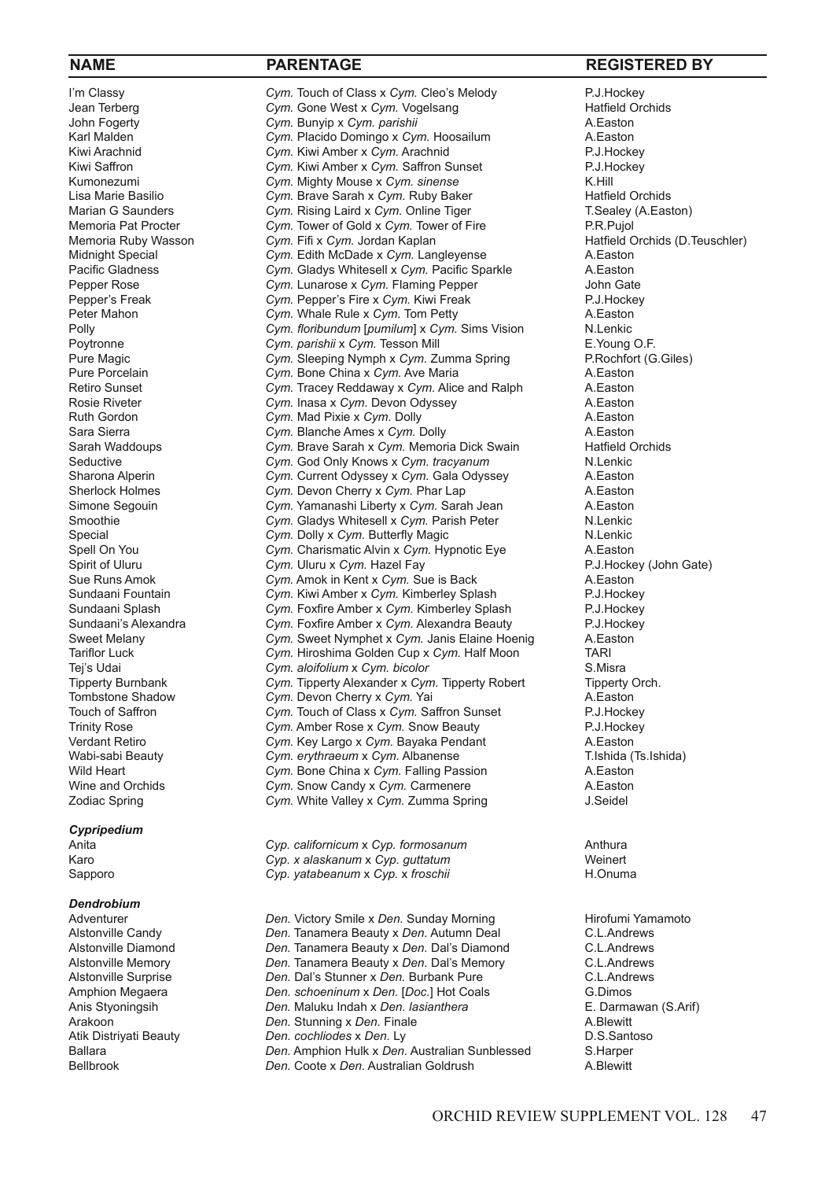| NAME | PARENTAGE | REGISTERED BY |
|---|---|---|
| I'm Classy | *Cym.* Touch of Class x *Cym.* Cleo's Melody | P.J.Hockey |
| Jean Terberg | *Cym.* Gone West x *Cym.* Vogelsang | Hatfield Orchids |
| John Fogerty | *Cym.* Bunyip x *Cym. parishii* | A.Easton |
| Karl Malden | *Cym.* Placido Domingo x *Cym.* Hoosailum | A.Easton |
| Kiwi Arachnid | *Cym.* Kiwi Amber x *Cym.* Arachnid | P.J.Hockey |
| Kiwi Saffron | *Cym.* Kiwi Amber x *Cym.* Saffron Sunset | P.J.Hockey |
| Kumonezumi | *Cym.* Mighty Mouse x *Cym. sinense* | K.Hill |
| Lisa Marie Basilio | *Cym.* Brave Sarah x *Cym.* Ruby Baker | Hatfield Orchids |
| Marian G Saunders | *Cym.* Rising Laird x *Cym.* Online Tiger | T.Sealey (A.Easton) |
| Memoria Pat Procter | *Cym.* Tower of Gold x *Cym.* Tower of Fire | P.R.Pujol |
| Memoria Ruby Wasson | *Cym.* Fifi x *Cym.* Jordan Kaplan | Hatfield Orchids (D.Teuschler) |
| Midnight Special | *Cym.* Edith McDade x *Cym.* Langleyense | A.Easton |
| Pacific Gladness | *Cym.* Gladys Whitesell x *Cym.* Pacific Sparkle | A.Easton |
| Pepper Rose | *Cym.* Lunarose x *Cym.* Flaming Pepper | John Gate |
| Pepper's Freak | *Cym.* Pepper's Fire x *Cym.* Kiwi Freak | P.J.Hockey |
| Peter Mahon | *Cym.* Whale Rule x *Cym.* Tom Petty | A.Easton |
| Polly | *Cym. floribundum* [*pumilum*] x *Cym.* Sims Vision | N.Lenkic |
| Poytronne | *Cym. parishii* x *Cym.* Tesson Mill | E.Young O.F. |
| Pure Magic | *Cym.* Sleeping Nymph x *Cym.* Zumma Spring | P.Rochfort (G.Giles) |
| Pure Porcelain | *Cym.* Bone China x *Cym.* Ave Maria | A.Easton |
| Retiro Sunset | *Cym.* Tracey Reddaway x *Cym.* Alice and Ralph | A.Easton |
| Rosie Riveter | *Cym.* Inasa x *Cym.* Devon Odyssey | A.Easton |
| Ruth Gordon | *Cym.* Mad Pixie x *Cym.* Dolly | A.Easton |
| Sara Sierra | *Cym.* Blanche Ames x *Cym.* Dolly | A.Easton |
| Sarah Waddoups | *Cym.* Brave Sarah x *Cym.* Memoria Dick Swain | Hatfield Orchids |
| Seductive | *Cym.* God Only Knows x *Cym. tracyanum* | N.Lenkic |
| Sharona Alperin | *Cym.* Current Odyssey x *Cym.* Gala Odyssey | A.Easton |
| Sherlock Holmes | *Cym.* Devon Cherry x *Cym.* Phar Lap | A.Easton |
| Simone Segouin | *Cym.* Yamanashi Liberty x *Cym.* Sarah Jean | A.Easton |
| Smoothie | *Cym.* Gladys Whitesell x *Cym.* Parish Peter | N.Lenkic |
| Special | *Cym.* Dolly x *Cym.* Butterfly Magic | N.Lenkic |
| Spell On You | *Cym.* Charismatic Alvin x *Cym.* Hypnotic Eye | A.Easton |
| Spirit of Uluru | *Cym.* Uluru x *Cym.* Hazel Fay | P.J.Hockey (John Gate) |
| Sue Runs Amok | *Cym.* Amok in Kent x *Cym.* Sue is Back | A.Easton |
| Sundaani Fountain | *Cym.* Kiwi Amber x *Cym.* Kimberley Splash | P.J.Hockey |
| Sundaani Splash | *Cym.* Foxfire Amber x *Cym.* Kimberley Splash | P.J.Hockey |
| Sundaani's Alexandra | *Cym.* Foxfire Amber x *Cym.* Alexandra Beauty | P.J.Hockey |
| Sweet Melany | *Cym.* Sweet Nymphet x *Cym.* Janis Elaine Hoenig | A.Easton |
| Tariflor Luck | *Cym.* Hiroshima Golden Cup x *Cym.* Half Moon | TARI |
| Tej's Udai | *Cym. aloifolium* x *Cym. bicolor* | S.Misra |
| Tipperty Burnbank | *Cym.* Tipperty Alexander x *Cym.* Tipperty Robert | Tipperty Orch. |
| Tombstone Shadow | *Cym.* Devon Cherry x *Cym.* Yai | A.Easton |
| Touch of Saffron | *Cym.* Touch of Class x *Cym.* Saffron Sunset | P.J.Hockey |
| Trinity Rose | *Cym.* Amber Rose x *Cym.* Snow Beauty | P.J.Hockey |
| Verdant Retiro | *Cym.* Key Largo x *Cym.* Bayaka Pendant | A.Easton |
| Wabi-sabi Beauty | *Cym. erythraeum* x *Cym.* Albanense | T.Ishida (Ts.Ishida) |
| Wild Heart | *Cym.* Bone China x *Cym.* Falling Passion | A.Easton |
| Wine and Orchids | *Cym.* Snow Candy x *Cym.* Carmenere | A.Easton |
| Zodiac Spring | *Cym.* White Valley x *Cym.* Zumma Spring | J.Seidel |
| ***Cypripedium*** | | |
| Anita | *Cyp. californicum* x *Cyp. formosanum* | Anthura |
| Karo | *Cyp. x alaskanum* x *Cyp. guttatum* | Weinert |
| Sapporo | *Cyp. yatabeanum* x *Cyp.* x *froschii* | H.Onuma |
| ***Dendrobium*** | | |
| Adventurer | *Den.* Victory Smile x *Den.* Sunday Morning | Hirofumi Yamamoto |
| Alstonville Candy | *Den.* Tanamera Beauty x *Den.* Autumn Deal | C.L.Andrews |
| Alstonville Diamond | *Den.* Tanamera Beauty x *Den.* Dal's Diamond | C.L.Andrews |
| Alstonville Memory | *Den.* Tanamera Beauty x *Den.* Dal's Memory | C.L.Andrews |
| Alstonville Surprise | *Den.* Dal's Stunner x *Den.* Burbank Pure | C.L.Andrews |
| Amphion Megaera | *Den. schoeninum* x *Den.* [*Doc.*] Hot Coals | G.Dimos |
| Anis Styoningsih | *Den.* Maluku Indah x *Den. lasianthera* | E. Darmawan (S.Arif) |
| Arakoon | *Den.* Stunning x *Den.* Finale | A.Blewitt |
| Atik Distriyati Beauty | *Den. cochliodes* x *Den.* Ly | D.S.Santoso |
| Ballara | *Den.* Amphion Hulk x *Den.* Australian Sunblessed | S.Harper |
| Bellbrook | *Den.* Coote x *Den.* Australian Goldrush | A.Blewitt |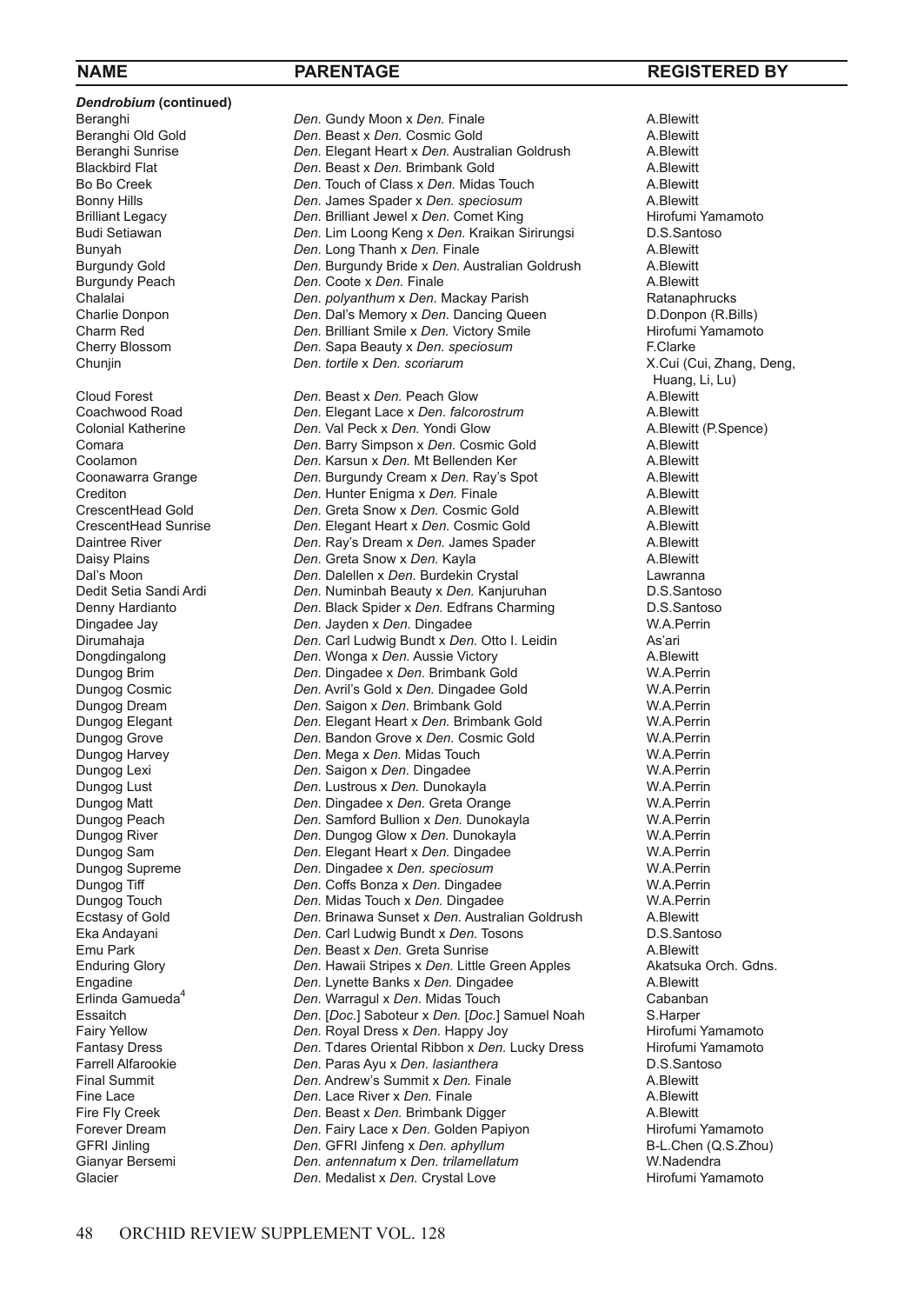| NAME | PARENTAGE | REGISTERED BY |
|---|---|---|
| ***Dendrobium* (continued)** | | |
| Beranghi | *Den.* Gundy Moon x *Den.* Finale | A.Blewitt |
| Beranghi Old Gold | *Den.* Beast x *Den.* Cosmic Gold | A.Blewitt |
| Beranghi Sunrise | *Den.* Elegant Heart x *Den.* Australian Goldrush | A.Blewitt |
| Blackbird Flat | *Den.* Beast x *Den.* Brimbank Gold | A.Blewitt |
| Bo Bo Creek | *Den.* Touch of Class x *Den.* Midas Touch | A.Blewitt |
| Bonny Hills | *Den.* James Spader x *Den. speciosum* | A.Blewitt |
| Brilliant Legacy | *Den.* Brilliant Jewel x *Den.* Comet King | Hirofumi Yamamoto |
| Budi Setiawan | *Den.* Lim Loong Keng x *Den.* Kraikan Sirirungsi | D.S.Santoso |
| Bunyah | *Den.* Long Thanh x *Den.* Finale | A.Blewitt |
| Burgundy Gold | *Den.* Burgundy Bride x *Den.* Australian Goldrush | A.Blewitt |
| Burgundy Peach | *Den.* Coote x *Den.* Finale | A.Blewitt |
| Chalalai | *Den. polyanthum* x *Den.* Mackay Parish | Ratanaphrucks |
| Charlie Donpon | *Den.* Dal's Memory x *Den.* Dancing Queen | D.Donpon (R.Bills) |
| Charm Red | *Den.* Brilliant Smile x *Den.* Victory Smile | Hirofumi Yamamoto |
| Cherry Blossom | *Den.* Sapa Beauty x *Den. speciosum* | F.Clarke |
| Chunjin | *Den. tortile* x *Den. scoriarum* | X.Cui (Cui, Zhang, Deng, Huang, Li, Lu) |
| Cloud Forest | *Den.* Beast x *Den.* Peach Glow | A.Blewitt |
| Coachwood Road | *Den.* Elegant Lace x *Den. falcorostrum* | A.Blewitt |
| Colonial Katherine | *Den.* Val Peck x *Den.* Yondi Glow | A.Blewitt (P.Spence) |
| Comara | *Den.* Barry Simpson x *Den.* Cosmic Gold | A.Blewitt |
| Coolamon | *Den.* Karsun x *Den.* Mt Bellenden Ker | A.Blewitt |
| Coonawarra Grange | *Den.* Burgundy Cream x *Den.* Ray's Spot | A.Blewitt |
| Crediton | *Den.* Hunter Enigma x *Den.* Finale | A.Blewitt |
| CrescentHead Gold | *Den.* Greta Snow x *Den.* Cosmic Gold | A.Blewitt |
| CrescentHead Sunrise | *Den.* Elegant Heart x *Den.* Cosmic Gold | A.Blewitt |
| Daintree River | *Den.* Ray's Dream x *Den.* James Spader | A.Blewitt |
| Daisy Plains | *Den.* Greta Snow x *Den.* Kayla | A.Blewitt |
| Dal's Moon | *Den.* Dalellen x *Den.* Burdekin Crystal | Lawranna |
| Dedit Setia Sandi Ardi | *Den.* Numinbah Beauty x *Den.* Kanjuruhan | D.S.Santoso |
| Denny Hardianto | *Den.* Black Spider x *Den.* Edfrans Charming | D.S.Santoso |
| Dingadee Jay | *Den.* Jayden x *Den.* Dingadee | W.A.Perrin |
| Dirumahaja | *Den.* Carl Ludwig Bundt x *Den.* Otto I. Leidin | As'ari |
| Dongdingalong | *Den.* Wonga x *Den.* Aussie Victory | A.Blewitt |
| Dungog Brim | *Den.* Dingadee x *Den.* Brimbank Gold | W.A.Perrin |
| Dungog Cosmic | *Den.* Avril's Gold x *Den.* Dingadee Gold | W.A.Perrin |
| Dungog Dream | *Den.* Saigon x *Den.* Brimbank Gold | W.A.Perrin |
| Dungog Elegant | *Den.* Elegant Heart x *Den.* Brimbank Gold | W.A.Perrin |
| Dungog Grove | *Den.* Bandon Grove x *Den.* Cosmic Gold | W.A.Perrin |
| Dungog Harvey | *Den.* Mega x *Den.* Midas Touch | W.A.Perrin |
| Dungog Lexi | *Den.* Saigon x *Den.* Dingadee | W.A.Perrin |
| Dungog Lust | *Den.* Lustrous x *Den.* Dunokayla | W.A.Perrin |
| Dungog Matt | *Den.* Dingadee x *Den.* Greta Orange | W.A.Perrin |
| Dungog Peach | *Den.* Samford Bullion x *Den.* Dunokayla | W.A.Perrin |
| Dungog River | *Den.* Dungog Glow x *Den.* Dunokayla | W.A.Perrin |
| Dungog Sam | *Den.* Elegant Heart x *Den.* Dingadee | W.A.Perrin |
| Dungog Supreme | *Den.* Dingadee x *Den. speciosum* | W.A.Perrin |
| Dungog Tiff | *Den.* Coffs Bonza x *Den.* Dingadee | W.A.Perrin |
| Dungog Touch | *Den.* Midas Touch x *Den.* Dingadee | W.A.Perrin |
| Ecstasy of Gold | *Den.* Brinawa Sunset x *Den.* Australian Goldrush | A.Blewitt |
| Eka Andayani | *Den.* Carl Ludwig Bundt x *Den.* Tosons | D.S.Santoso |
| Emu Park | *Den.* Beast x *Den.* Greta Sunrise | A.Blewitt |
| Enduring Glory | *Den.* Hawaii Stripes x *Den.* Little Green Apples | Akatsuka Orch. Gdns. |
| Engadine | *Den.* Lynette Banks x *Den.* Dingadee | A.Blewitt |
| Erlinda Gamueda[4] | *Den.* Warragul x *Den.* Midas Touch | Cabanban |
| Essaitch | *Den.* [*Doc.*] Saboteur x *Den.* [*Doc.*] Samuel Noah | S.Harper |
| Fairy Yellow | *Den.* Royal Dress x *Den.* Happy Joy | Hirofumi Yamamoto |
| Fantasy Dress | *Den.* Tdares Oriental Ribbon x *Den.* Lucky Dress | Hirofumi Yamamoto |
| Farrell Alfarookie | *Den.* Paras Ayu x *Den. lasianthera* | D.S.Santoso |
| Final Summit | *Den.* Andrew's Summit x *Den.* Finale | A.Blewitt |
| Fine Lace | *Den.* Lace River x *Den.* Finale | A.Blewitt |
| Fire Fly Creek | *Den.* Beast x *Den.* Brimbank Digger | A.Blewitt |
| Forever Dream | *Den.* Fairy Lace x *Den.* Golden Papiyon | Hirofumi Yamamoto |
| GFRI Jinling | *Den.* GFRI Jinfeng x *Den. aphyllum* | B-L.Chen (Q.S.Zhou) |
| Gianyar Bersemi | *Den. antennatum* x *Den. trilamellatum* | W.Nadendra |
| Glacier | *Den.* Medalist x *Den.* Crystal Love | Hirofumi Yamamoto |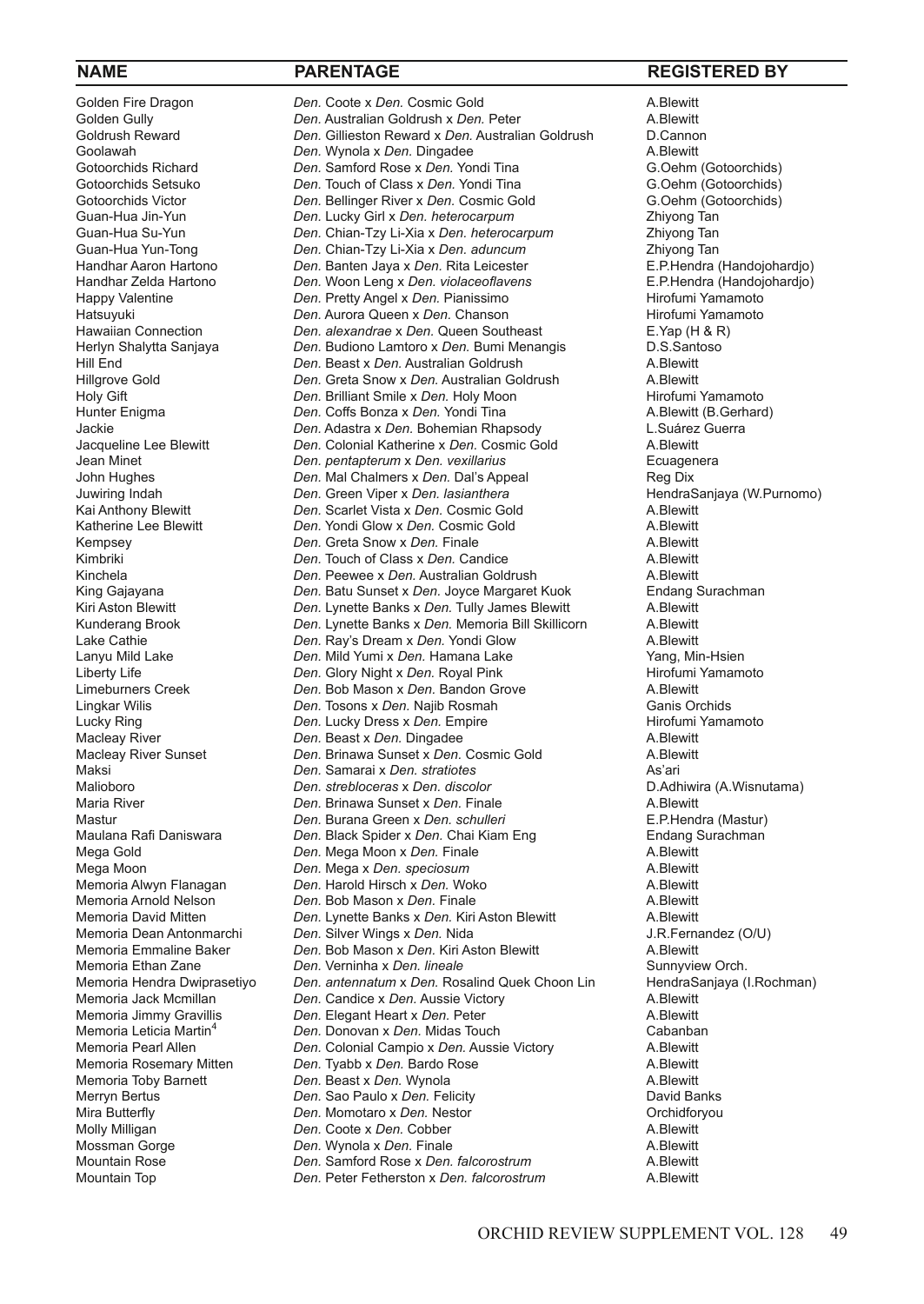| NAME | PARENTAGE | REGISTERED BY |
|---|---|---|
| Golden Fire Dragon | *Den.* Coote x *Den.* Cosmic Gold | A.Blewitt |
| Golden Gully | *Den.* Australian Goldrush x *Den.* Peter | A.Blewitt |
| Goldrush Reward | *Den.* Gillieston Reward x *Den.* Australian Goldrush | D.Cannon |
| Goolawah | *Den.* Wynola x *Den.* Dingadee | A.Blewitt |
| Gotoorchids Richard | *Den.* Samford Rose x *Den.* Yondi Tina | G.Oehm (Gotoorchids) |
| Gotoorchids Setsuko | *Den.* Touch of Class x *Den.* Yondi Tina | G.Oehm (Gotoorchids) |
| Gotoorchids Victor | *Den.* Bellinger River x *Den.* Cosmic Gold | G.Oehm (Gotoorchids) |
| Guan-Hua Jin-Yun | *Den.* Lucky Girl x *Den. heterocarpum* | Zhiyong Tan |
| Guan-Hua Su-Yun | *Den.* Chian-Tzy Li-Xia x *Den. heterocarpum* | Zhiyong Tan |
| Guan-Hua Yun-Tong | *Den.* Chian-Tzy Li-Xia x *Den. aduncum* | Zhiyong Tan |
| Handhar Aaron Hartono | *Den.* Banten Jaya x *Den.* Rita Leicester | E.P.Hendra (Handojohardjo) |
| Handhar Zelda Hartono | *Den.* Woon Leng x *Den. violaceoflavens* | E.P.Hendra (Handojohardjo) |
| Happy Valentine | *Den.* Pretty Angel x *Den.* Pianissimo | Hirofumi Yamamoto |
| Hatsuyuki | *Den.* Aurora Queen x *Den.* Chanson | Hirofumi Yamamoto |
| Hawaiian Connection | *Den. alexandrae* x *Den.* Queen Southeast | E.Yap (H & R) |
| Herlyn Shalytta Sanjaya | *Den.* Budiono Lamtoro x *Den.* Bumi Menangis | D.S.Santoso |
| Hill End | *Den.* Beast x *Den.* Australian Goldrush | A.Blewitt |
| Hillgrove Gold | *Den.* Greta Snow x *Den.* Australian Goldrush | A.Blewitt |
| Holy Gift | *Den.* Brilliant Smile x *Den.* Holy Moon | Hirofumi Yamamoto |
| Hunter Enigma | *Den.* Coffs Bonza x *Den.* Yondi Tina | A.Blewitt (B.Gerhard) |
| Jackie | *Den.* Adastra x *Den.* Bohemian Rhapsody | L.Suárez Guerra |
| Jacqueline Lee Blewitt | *Den.* Colonial Katherine x *Den.* Cosmic Gold | A.Blewitt |
| Jean Minet | *Den. pentapterum* x *Den. vexillarius* | Ecuagenera |
| John Hughes | *Den.* Mal Chalmers x *Den.* Dal's Appeal | Reg Dix |
| Juwiring Indah | *Den.* Green Viper x *Den. lasianthera* | HendraSanjaya (W.Purnomo) |
| Kai Anthony Blewitt | *Den.* Scarlet Vista x *Den.* Cosmic Gold | A.Blewitt |
| Katherine Lee Blewitt | *Den.* Yondi Glow x *Den.* Cosmic Gold | A.Blewitt |
| Kempsey | *Den.* Greta Snow x *Den.* Finale | A.Blewitt |
| Kimbriki | *Den.* Touch of Class x *Den.* Candice | A.Blewitt |
| Kinchela | *Den.* Peewee x *Den.* Australian Goldrush | A.Blewitt |
| King Gajayana | *Den.* Batu Sunset x *Den.* Joyce Margaret Kuok | Endang Surachman |
| Kiri Aston Blewitt | *Den.* Lynette Banks x *Den.* Tully James Blewitt | A.Blewitt |
| Kunderang Brook | *Den.* Lynette Banks x *Den.* Memoria Bill Skillicorn | A.Blewitt |
| Lake Cathie | *Den.* Ray's Dream x *Den.* Yondi Glow | A.Blewitt |
| Lanyu Mild Lake | *Den.* Mild Yumi x *Den.* Hamana Lake | Yang, Min-Hsien |
| Liberty Life | *Den.* Glory Night x *Den.* Royal Pink | Hirofumi Yamamoto |
| Limeburners Creek | *Den.* Bob Mason x *Den.* Bandon Grove | A.Blewitt |
| Lingkar Wilis | *Den.* Tosons x *Den.* Najib Rosmah | Ganis Orchids |
| Lucky Ring | *Den.* Lucky Dress x *Den.* Empire | Hirofumi Yamamoto |
| Macleay River | *Den.* Beast x *Den.* Dingadee | A.Blewitt |
| Macleay River Sunset | *Den.* Brinawa Sunset x *Den.* Cosmic Gold | A.Blewitt |
| Maksi | *Den.* Samarai x *Den. stratiotes* | As'ari |
| Malioboro | *Den. strebloceras* x *Den. discolor* | D.Adhiwira (A.Wisnutama) |
| Maria River | *Den.* Brinawa Sunset x *Den.* Finale | A.Blewitt |
| Mastur | *Den.* Burana Green x *Den. schulleri* | E.P.Hendra (Mastur) |
| Maulana Rafi Daniswara | *Den.* Black Spider x *Den.* Chai Kiam Eng | Endang Surachman |
| Mega Gold | *Den.* Mega Moon x *Den.* Finale | A.Blewitt |
| Mega Moon | *Den.* Mega x *Den. speciosum* | A.Blewitt |
| Memoria Alwyn Flanagan | *Den.* Harold Hirsch x *Den.* Woko | A.Blewitt |
| Memoria Arnold Nelson | *Den.* Bob Mason x *Den.* Finale | A.Blewitt |
| Memoria David Mitten | *Den.* Lynette Banks x *Den.* Kiri Aston Blewitt | A.Blewitt |
| Memoria Dean Antonmarchi | *Den.* Silver Wings x *Den.* Nida | J.R.Fernandez (O/U) |
| Memoria Emmaline Baker | *Den.* Bob Mason x *Den.* Kiri Aston Blewitt | A.Blewitt |
| Memoria Ethan Zane | *Den.* Verninha x *Den. lineale* | Sunnyview Orch. |
| Memoria Hendra Dwiprasetiyo | *Den. antennatum* x *Den.* Rosalind Quek Choon Lin | HendraSanjaya (I.Rochman) |
| Memoria Jack Mcmillan | *Den.* Candice x *Den.* Aussie Victory | A.Blewitt |
| Memoria Jimmy Gravillis | *Den.* Elegant Heart x *Den.* Peter | A.Blewitt |
| Memoria Leticia Martin[4] | *Den.* Donovan x *Den.* Midas Touch | Cabanban |
| Memoria Pearl Allen | *Den.* Colonial Campio x *Den.* Aussie Victory | A.Blewitt |
| Memoria Rosemary Mitten | *Den.* Tyabb x *Den.* Bardo Rose | A.Blewitt |
| Memoria Toby Barnett | *Den.* Beast x *Den.* Wynola | A.Blewitt |
| Merryn Bertus | *Den.* Sao Paulo x *Den.* Felicity | David Banks |
| Mira Butterfly | *Den.* Momotaro x *Den.* Nestor | Orchidforyou |
| Molly Milligan | *Den.* Coote x *Den.* Cobber | A.Blewitt |
| Mossman Gorge | *Den.* Wynola x *Den.* Finale | A.Blewitt |
| Mountain Rose | *Den.* Samford Rose x *Den. falcorostrum* | A.Blewitt |
| Mountain Top | *Den.* Peter Fetherston x *Den. falcorostrum* | A.Blewitt |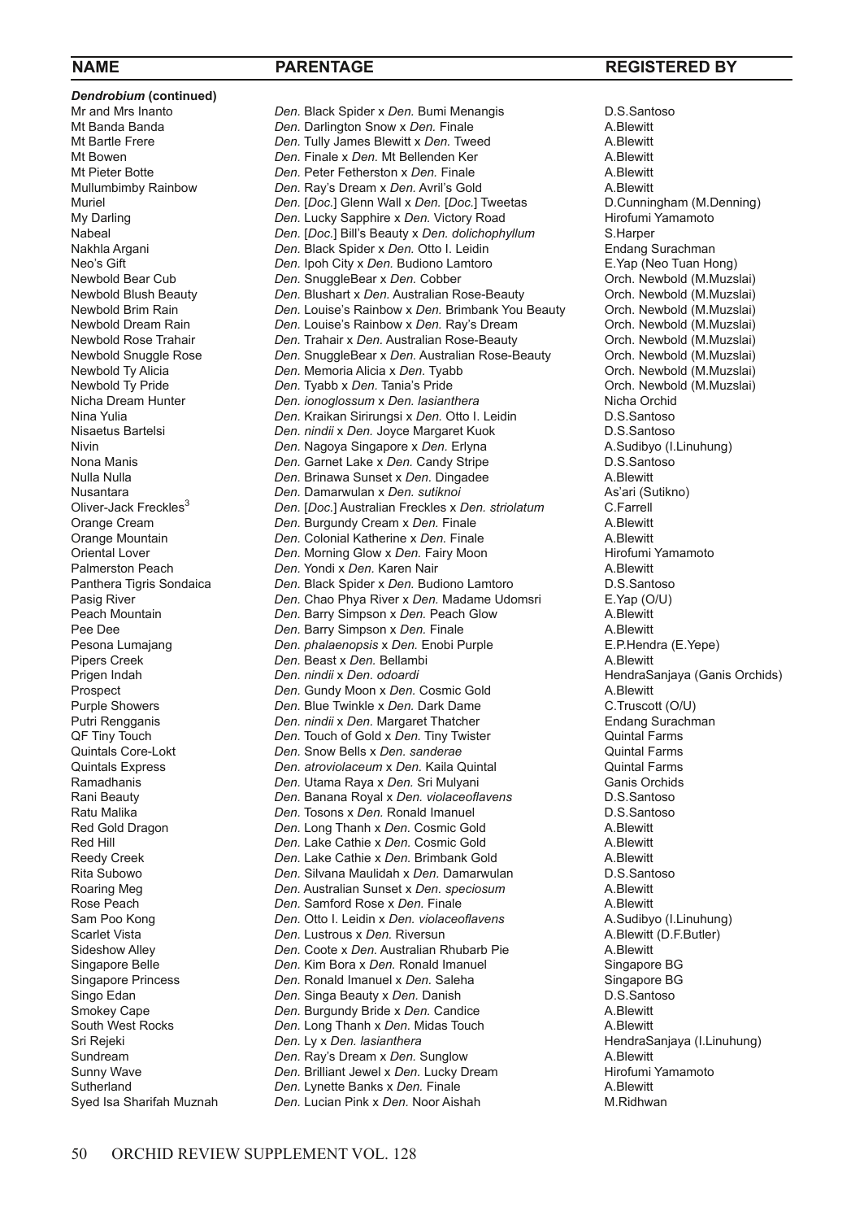| NAME | PARENTAGE | REGISTERED BY |
|---|---|---|
| ***Dendrobium* (continued)** | | |
| Mr and Mrs Inanto | *Den.* Black Spider x *Den.* Bumi Menangis | D.S.Santoso |
| Mt Banda Banda | *Den.* Darlington Snow x *Den.* Finale | A.Blewitt |
| Mt Bartle Frere | *Den.* Tully James Blewitt x *Den.* Tweed | A.Blewitt |
| Mt Bowen | *Den.* Finale x *Den.* Mt Bellenden Ker | A.Blewitt |
| Mt Pieter Botte | *Den.* Peter Fetherston x *Den.* Finale | A.Blewitt |
| Mullumbimby Rainbow | *Den.* Ray's Dream x *Den.* Avril's Gold | A.Blewitt |
| Muriel | *Den.* [*Doc.*] Glenn Wall x *Den.* [*Doc.*] Tweetas | D.Cunningham (M.Denning) |
| My Darling | *Den.* Lucky Sapphire x *Den.* Victory Road | Hirofumi Yamamoto |
| Nabeal | *Den.* [*Doc.*] Bill's Beauty x *Den. dolichophyllum* | S.Harper |
| Nakhla Argani | *Den.* Black Spider x *Den.* Otto I. Leidin | Endang Surachman |
| Neo's Gift | *Den.* Ipoh City x *Den.* Budiono Lamtoro | E.Yap (Neo Tuan Hong) |
| Newbold Bear Cub | *Den.* SnuggleBear x *Den.* Cobber | Orch. Newbold (M.Muzslai) |
| Newbold Blush Beauty | *Den.* Blushart x *Den.* Australian Rose-Beauty | Orch. Newbold (M.Muzslai) |
| Newbold Brim Rain | *Den.* Louise's Rainbow x *Den.* Brimbank You Beauty | Orch. Newbold (M.Muzslai) |
| Newbold Dream Rain | *Den.* Louise's Rainbow x *Den.* Ray's Dream | Orch. Newbold (M.Muzslai) |
| Newbold Rose Trahair | *Den.* Trahair x *Den.* Australian Rose-Beauty | Orch. Newbold (M.Muzslai) |
| Newbold Snuggle Rose | *Den.* SnuggleBear x *Den.* Australian Rose-Beauty | Orch. Newbold (M.Muzslai) |
| Newbold Ty Alicia | *Den.* Memoria Alicia x *Den.* Tyabb | Orch. Newbold (M.Muzslai) |
| Newbold Ty Pride | *Den.* Tyabb x *Den.* Tania's Pride | Orch. Newbold (M.Muzslai) |
| Nicha Dream Hunter | *Den. ionoglossum* x *Den. lasianthera* | Nicha Orchid |
| Nina Yulia | *Den.* Kraikan Sirirungsi x *Den.* Otto I. Leidin | D.S.Santoso |
| Nisaetus Bartelsi | *Den. nindii* x *Den.* Joyce Margaret Kuok | D.S.Santoso |
| Nivin | *Den.* Nagoya Singapore x *Den.* Erlyna | A.Sudibyo (I.Linuhung) |
| Nona Manis | *Den.* Garnet Lake x *Den.* Candy Stripe | D.S.Santoso |
| Nulla Nulla | *Den.* Brinawa Sunset x *Den.* Dingadee | A.Blewitt |
| Nusantara | *Den.* Damarwulan x *Den. sutiknoi* | As'ari (Sutikno) |
| Oliver-Jack Freckles[3] | *Den.* [*Doc.*] Australian Freckles x *Den. striolatum* | C.Farrell |
| Orange Cream | *Den.* Burgundy Cream x *Den.* Finale | A.Blewitt |
| Orange Mountain | *Den.* Colonial Katherine x *Den.* Finale | A.Blewitt |
| Oriental Lover | *Den.* Morning Glow x *Den.* Fairy Moon | Hirofumi Yamamoto |
| Palmerston Peach | *Den.* Yondi x *Den.* Karen Nair | A.Blewitt |
| Panthera Tigris Sondaica | *Den.* Black Spider x *Den.* Budiono Lamtoro | D.S.Santoso |
| Pasig River | *Den.* Chao Phya River x *Den.* Madame Udomsri | E.Yap (O/U) |
| Peach Mountain | *Den.* Barry Simpson x *Den.* Peach Glow | A.Blewitt |
| Pee Dee | *Den.* Barry Simpson x *Den.* Finale | A.Blewitt |
| Pesona Lumajang | *Den. phalaenopsis* x *Den.* Enobi Purple | E.P.Hendra (E.Yepe) |
| Pipers Creek | *Den.* Beast x *Den.* Bellambi | A.Blewitt |
| Prigen Indah | *Den. nindii* x *Den. odoardi* | HendraSanjaya (Ganis Orchids) |
| Prospect | *Den.* Gundy Moon x *Den.* Cosmic Gold | A.Blewitt |
| Purple Showers | *Den.* Blue Twinkle x *Den.* Dark Dame | C.Truscott (O/U) |
| Putri Rengganis | *Den. nindii* x *Den.* Margaret Thatcher | Endang Surachman |
| QF Tiny Touch | *Den.* Touch of Gold x *Den.* Tiny Twister | Quintal Farms |
| Quintals Core-Lokt | *Den.* Snow Bells x *Den. sanderae* | Quintal Farms |
| Quintals Express | *Den. atroviolaceum* x *Den.* Kaila Quintal | Quintal Farms |
| Ramadhanis | *Den.* Utama Raya x *Den.* Sri Mulyani | Ganis Orchids |
| Rani Beauty | *Den.* Banana Royal x *Den. violaceoflavens* | D.S.Santoso |
| Ratu Malika | *Den.* Tosons x *Den.* Ronald Imanuel | D.S.Santoso |
| Red Gold Dragon | *Den.* Long Thanh x *Den.* Cosmic Gold | A.Blewitt |
| Red Hill | *Den.* Lake Cathie x *Den.* Cosmic Gold | A.Blewitt |
| Reedy Creek | *Den.* Lake Cathie x *Den.* Brimbank Gold | A.Blewitt |
| Rita Subowo | *Den.* Silvana Maulidah x *Den.* Damarwulan | D.S.Santoso |
| Roaring Meg | *Den.* Australian Sunset x *Den. speciosum* | A.Blewitt |
| Rose Peach | *Den.* Samford Rose x *Den.* Finale | A.Blewitt |
| Sam Poo Kong | *Den.* Otto I. Leidin x *Den. violaceoflavens* | A.Sudibyo (I.Linuhung) |
| Scarlet Vista | *Den.* Lustrous x *Den.* Riversun | A.Blewitt (D.F.Butler) |
| Sideshow Alley | *Den.* Coote x *Den.* Australian Rhubarb Pie | A.Blewitt |
| Singapore Belle | *Den.* Kim Bora x *Den.* Ronald Imanuel | Singapore BG |
| Singapore Princess | *Den.* Ronald Imanuel x *Den.* Saleha | Singapore BG |
| Singo Edan | *Den.* Singa Beauty x *Den.* Danish | D.S.Santoso |
| Smokey Cape | *Den.* Burgundy Bride x *Den.* Candice | A.Blewitt |
| South West Rocks | *Den.* Long Thanh x *Den.* Midas Touch | A.Blewitt |
| Sri Rejeki | *Den.* Ly x *Den. lasianthera* | HendraSanjaya (I.Linuhung) |
| Sundream | *Den.* Ray's Dream x *Den.* Sunglow | A.Blewitt |
| Sunny Wave | *Den.* Brilliant Jewel x *Den.* Lucky Dream | Hirofumi Yamamoto |
| Sutherland | *Den.* Lynette Banks x *Den.* Finale | A.Blewitt |
| Syed Isa Sharifah Muznah | *Den.* Lucian Pink x *Den.* Noor Aishah | M.Ridhwan |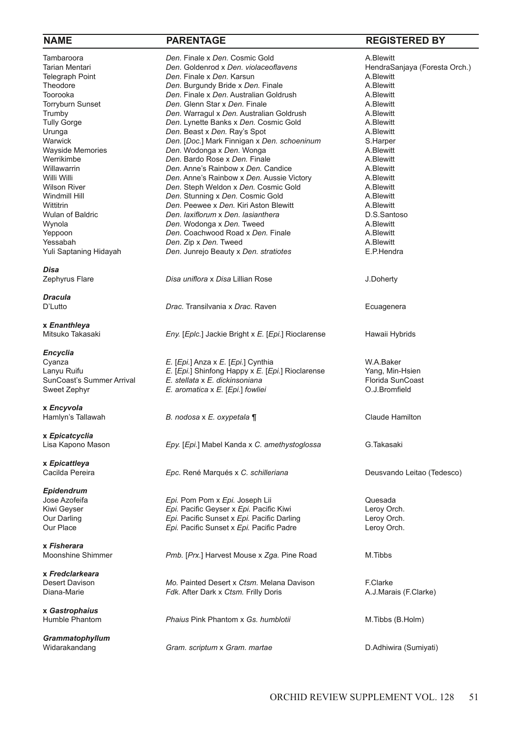| NAME | PARENTAGE | REGISTERED BY |
|---|---|---|
| Tambaroora | *Den.* Finale x *Den.* Cosmic Gold | A.Blewitt |
| Tarian Mentari | *Den.* Goldenrod x *Den. violaceoflavens* | HendraSanjaya (Foresta Orch.) |
| Telegraph Point | *Den.* Finale x *Den.* Karsun | A.Blewitt |
| Theodore | *Den.* Burgundy Bride x *Den.* Finale | A.Blewitt |
| Toorooka | *Den.* Finale x *Den.* Australian Goldrush | A.Blewitt |
| Torryburn Sunset | *Den.* Glenn Star x *Den.* Finale | A.Blewitt |
| Trumby | *Den.* Warragul x *Den.* Australian Goldrush | A.Blewitt |
| Tully Gorge | *Den.* Lynette Banks x *Den.* Cosmic Gold | A.Blewitt |
| Urunga | *Den.* Beast x *Den.* Ray's Spot | A.Blewitt |
| Warwick | *Den.* [*Doc.*] Mark Finnigan x *Den. schoeninum* | S.Harper |
| Wayside Memories | *Den.* Wodonga x *Den.* Wonga | A.Blewitt |
| Werrikimbe | *Den.* Bardo Rose x *Den.* Finale | A.Blewitt |
| Willawarrin | *Den.* Anne's Rainbow x *Den.* Candice | A.Blewitt |
| Willi Willi | *Den.* Anne's Rainbow x *Den.* Aussie Victory | A.Blewitt |
| Wilson River | *Den.* Steph Weldon x *Den.* Cosmic Gold | A.Blewitt |
| Windmill Hill | *Den.* Stunning x *Den.* Cosmic Gold | A.Blewitt |
| Wittitrin | *Den.* Peewee x *Den.* Kiri Aston Blewitt | A.Blewitt |
| Wulan of Baldric | *Den. laxiflorum* x *Den. lasianthera* | D.S.Santoso |
| Wynola | *Den.* Wodonga x *Den.* Tweed | A.Blewitt |
| Yeppoon | *Den.* Coachwood Road x *Den.* Finale | A.Blewitt |
| Yessabah | *Den.* Zip x *Den.* Tweed | A.Blewitt |
| Yuli Saptaning Hidayah | *Den.* Junrejo Beauty x *Den. stratiotes* | E.P.Hendra |
| ***Disa*** | | |
| Zephyrus Flare | *Disa uniflora* x *Disa* Lillian Rose | J.Doherty |
| ***Dracula*** | | |
| D'Lutto | *Drac.* Transilvania x *Drac.* Raven | Ecuagenera |
| **x *Enanthleya*** | | |
| Mitsuko Takasaki | *Eny.* [*Eplc.*] Jackie Bright x *E.* [*Epi.*] Rioclarense | Hawaii Hybrids |
| ***Encyclia*** | | |
| Cyanza | *E.* [*Epi.*] Anza x *E.* [*Epi.*] Cynthia | W.A.Baker |
| Lanyu Ruifu | *E.* [*Epi.*] Shinfong Happy x *E.* [*Epi.*] Rioclarense | Yang, Min-Hsien |
| SunCoast's Summer Arrival | *E. stellata* x *E. dickinsoniana* | Florida SunCoast |
| Sweet Zephyr | *E. aromatica* x *E.* [*Epi.*] *fowliei* | O.J.Bromfield |
| **x *Encyvola*** | | |
| Hamlyn's Tallawah | *B. nodosa* x *E. oxypetala* ¶ | Claude Hamilton |
| **x *Epicatcyclia*** | | |
| Lisa Kapono Mason | *Epy.* [*Epi.*] Mabel Kanda x *C. amethystoglossa* | G.Takasaki |
| **x *Epicattleya*** | | |
| Cacilda Pereira | *Epc.* René Marqués x *C. schilleriana* | Deusvando Leitao (Tedesco) |
| ***Epidendrum*** | | |
| Jose Azofeifa | *Epi.* Pom Pom x *Epi.* Joseph Lii | Quesada |
| Kiwi Geyser | *Epi.* Pacific Geyser x *Epi.* Pacific Kiwi | Leroy Orch. |
| Our Darling | *Epi.* Pacific Sunset x *Epi.* Pacific Darling | Leroy Orch. |
| Our Place | *Epi.* Pacific Sunset x *Epi.* Pacific Padre | Leroy Orch. |
| **x *Fisherara*** | | |
| Moonshine Shimmer | *Pmb.* [*Prx.*] Harvest Mouse x *Zga.* Pine Road | M.Tibbs |
| **x *Fredclarkeara*** | | |
| Desert Davison | *Mo.* Painted Desert x *Ctsm.* Melana Davison | F.Clarke |
| Diana-Marie | *Fdk.* After Dark x *Ctsm.* Frilly Doris | A.J.Marais (F.Clarke) |
| **x *Gastrophaius*** | | |
| Humble Phantom | *Phaius* Pink Phantom x *Gs. humblotii* | M.Tibbs (B.Holm) |
| ***Grammatophyllum*** | | |
| Widarakandang | *Gram. scriptum* x *Gram. martae* | D.Adhiwira (Sumiyati) |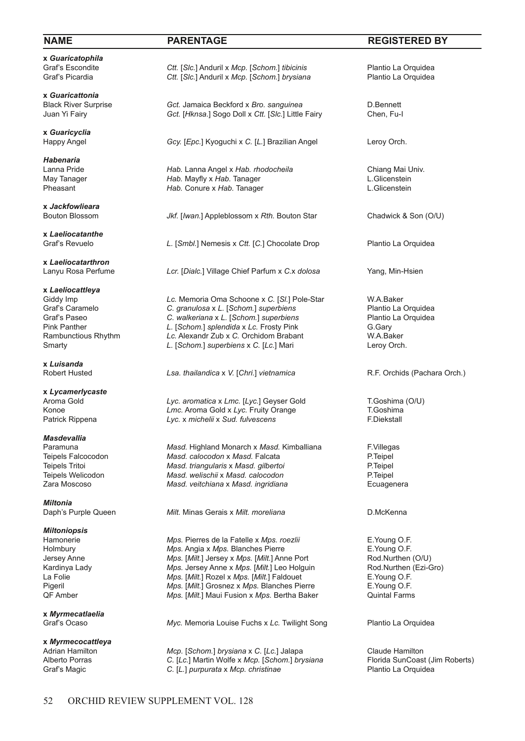| NAME | PARENTAGE | REGISTERED BY |
|---|---|---|
| **x *Guaricatophila*** | | |
| Graf's Escondite | *Ctt.* [*Slc.*] Anduril x *Mcp.* [*Schom.*] *tibicinis* | Plantio La Orquidea |
| Graf's Picardia | *Ctt.* [*Slc.*] Anduril x *Mcp.* [*Schom.*] *brysiana* | Plantio La Orquidea |
| **x *Guaricattonia*** | | |
| Black River Surprise | *Gct.* Jamaica Beckford x *Bro. sanguinea* | D.Bennett |
| Juan Yi Fairy | *Gct.* [*Hknsa.*] Sogo Doll x *Ctt.* [*Slc.*] Little Fairy | Chen, Fu-I |
| **x *Guaricyclia*** | | |
| Happy Angel | *Gcy.* [*Epc.*] Kyoguchi x *C.* [*L.*] Brazilian Angel | Leroy Orch. |
| ***Habenaria*** | | |
| Lanna Pride | *Hab.* Lanna Angel x *Hab. rhodocheila* | Chiang Mai Univ. |
| May Tanager | *Hab.* Mayfly x *Hab.* Tanager | L.Glicenstein |
| Pheasant | *Hab.* Conure x *Hab.* Tanager | L.Glicenstein |
| **x *Jackfowlieara*** | | |
| Bouton Blossom | *Jkf.* [*Iwan.*] Appleblossom x *Rth.* Bouton Star | Chadwick & Son (O/U) |
| **x *Laeliocatanthe*** | | |
| Graf's Revuelo | *L.* [*Smbl.*] Nemesis x *Ctt.* [*C.*] Chocolate Drop | Plantio La Orquidea |
| **x *Laeliocatarthron*** | | |
| Lanyu Rosa Perfume | *Lcr.* [*Dialc.*] Village Chief Parfum x *C.*x *dolosa* | Yang, Min-Hsien |
| **x *Laeliocattleya*** | | |
| Giddy Imp | *Lc.* Memoria Oma Schoone x *C.* [*Sl.*] Pole-Star | W.A.Baker |
| Graf's Caramelo | *C. granulosa* x *L.* [*Schom.*] *superbiens* | Plantio La Orquidea |
| Graf's Paseo | *C. walkeriana* x *L.* [*Schom.*] *superbiens* | Plantio La Orquidea |
| Pink Panther | *L.* [*Schom.*] *splendida* x *Lc.* Frosty Pink | G.Gary |
| Rambunctious Rhythm | *Lc.* Alexandr Zub x *C.* Orchidom Brabant | W.A.Baker |
| Smarty | *L.* [*Schom.*] *superbiens* x *C.* [*Lc.*] Mari | Leroy Orch. |
| **x *Luisanda*** | | |
| Robert Husted | *Lsa. thailandica* x *V.* [*Chri.*] *vietnamica* | R.F. Orchids (Pachara Orch.) |
| **x *Lycamerlycaste*** | | |
| Aroma Gold | *Lyc. aromatica* x *Lmc.* [*Lyc.*] Geyser Gold | T.Goshima (O/U) |
| Konoe | *Lmc.* Aroma Gold x *Lyc.* Fruity Orange | T.Goshima |
| Patrick Rippena | *Lyc.* x *michelii* x *Sud. fulvescens* | F.Diekstall |
| ***Masdevallia*** | | |
| Paramuna | *Masd.* Highland Monarch x *Masd.* Kimballiana | F.Villegas |
| Teipels Falcocodon | *Masd. calocodon* x *Masd.* Falcata | P.Teipel |
| Teipels Tritoi | *Masd. triangularis* x *Masd. gilbertoi* | P.Teipel |
| Teipels Welicodon | *Masd. welischii* x *Masd. calocodon* | P.Teipel |
| Zara Moscoso | *Masd. veitchiana* x *Masd. ingridiana* | Ecuagenera |
| ***Miltonia*** | | |
| Daph's Purple Queen | *Milt.* Minas Gerais x *Milt. moreliana* | D.McKenna |
| ***Miltoniopsis*** | | |
| Hamonerie | *Mps.* Pierres de la Fatelle x *Mps. roezlii* | E.Young O.F. |
| Holmbury | *Mps.* Angia x *Mps.* Blanches Pierre | E.Young O.F. |
| Jersey Anne | *Mps.* [*Milt.*] Jersey x *Mps.* [*Milt.*] Anne Port | Rod.Nurthen (O/U) |
| Kardinya Lady | *Mps.* Jersey Anne x *Mps.* [*Milt.*] Leo Holguin | Rod.Nurthen (Ezi-Gro) |
| La Folie | *Mps.* [*Milt.*] Rozel x *Mps.* [*Milt.*] Faldouet | E.Young O.F. |
| Pigeril | *Mps.* [*Milt.*] Grosnez x *Mps.* Blanches Pierre | E.Young O.F. |
| QF Amber | *Mps.* [*Milt.*] Maui Fusion x *Mps.* Bertha Baker | Quintal Farms |
| **x *Myrmecatlaelia*** | | |
| Graf's Ocaso | *Myc.* Memoria Louise Fuchs x *Lc.* Twilight Song | Plantio La Orquidea |
| **x *Myrmecocattleya*** | | |
| Adrian Hamilton | *Mcp.* [*Schom.*] *brysiana* x *C.* [*Lc.*] Jalapa | Claude Hamilton |
| Alberto Porras | *C.* [*Lc.*] Martin Wolfe x *Mcp.* [*Schom.*] *brysiana* | Florida SunCoast (Jim Roberts) |
| Graf's Magic | *C.* [*L.*] *purpurata* x *Mcp. christinae* | Plantio La Orquidea |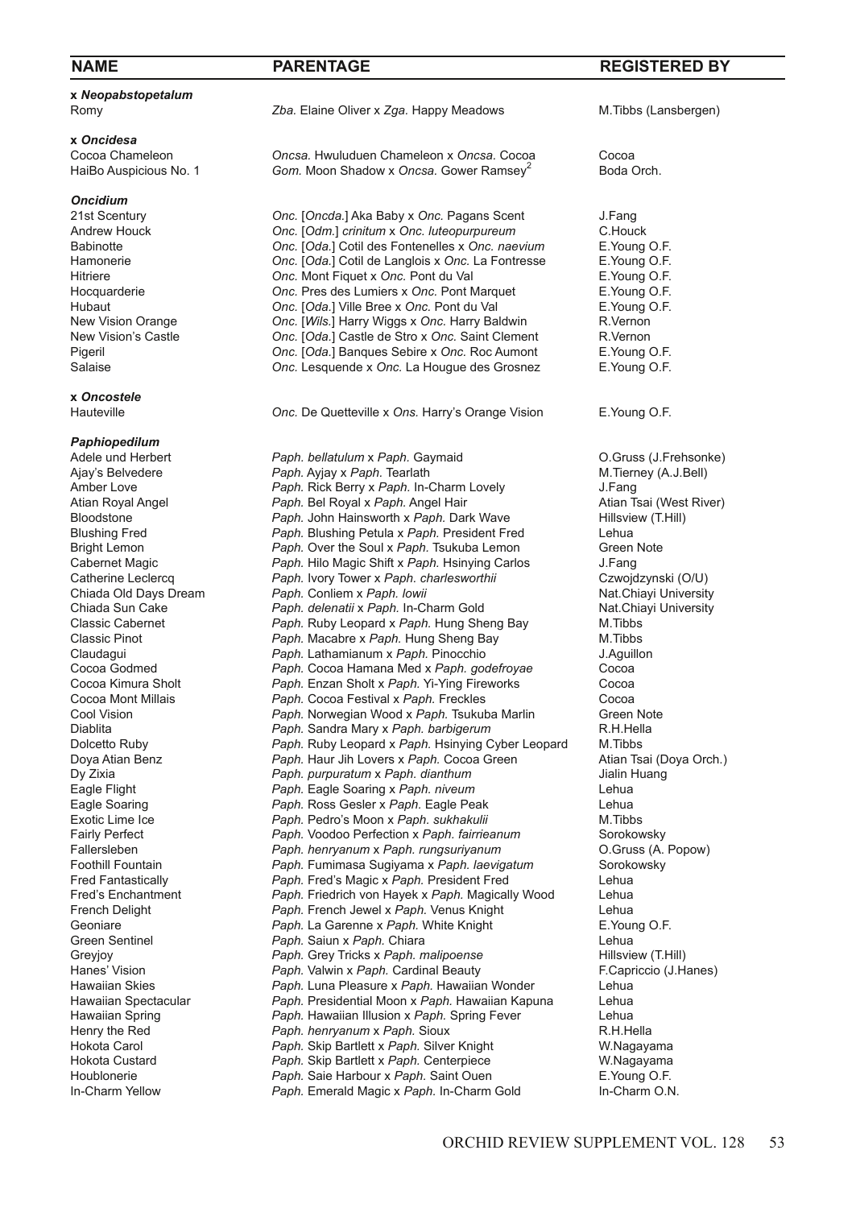| NAME | PARENTAGE | REGISTERED BY |
|---|---|---|
| **x *Neopabstopetalum*** | | |
| Romy | *Zba.* Elaine Oliver x *Zga.* Happy Meadows | M.Tibbs (Lansbergen) |
| **x *Oncidesa*** | | |
| Cocoa Chameleon | *Oncsa.* Hwuluduen Chameleon x *Oncsa.* Cocoa | Cocoa |
| HaiBo Auspicious No. 1 | *Gom.* Moon Shadow x *Oncsa.* Gower Ramsey[2] | Boda Orch. |
| ***Oncidium*** | | |
| 21st Scentury | *Onc.* [*Oncda.*] Aka Baby x *Onc.* Pagans Scent | J.Fang |
| Andrew Houck | *Onc.* [*Odm.*] *crinitum* x *Onc. luteopurpureum* | C.Houck |
| Babinotte | *Onc.* [*Oda.*] Cotil des Fontenelles x *Onc. naevium* | E.Young O.F. |
| Hamonerie | *Onc.* [*Oda.*] Cotil de Langlois x *Onc.* La Fontresse | E.Young O.F. |
| Hitriere | *Onc.* Mont Fiquet x *Onc.* Pont du Val | E.Young O.F. |
| Hocquarderie | *Onc.* Pres des Lumiers x *Onc.* Pont Marquet | E.Young O.F. |
| Hubaut | *Onc.* [*Oda.*] Ville Bree x *Onc.* Pont du Val | E.Young O.F. |
| New Vision Orange | *Onc.* [*Wils.*] Harry Wiggs x *Onc.* Harry Baldwin | R.Vernon |
| New Vision's Castle | *Onc.* [*Oda.*] Castle de Stro x *Onc.* Saint Clement | R.Vernon |
| Pigeril | *Onc.* [*Oda.*] Banques Sebire x *Onc.* Roc Aumont | E.Young O.F. |
| Salaise | *Onc.* Lesquende x *Onc.* La Hougue des Grosnez | E.Young O.F. |
| **x *Oncostele*** | | |
| Hauteville | *Onc.* De Quetteville x *Ons.* Harry's Orange Vision | E.Young O.F. |
| ***Paphiopedilum*** | | |
| Adele und Herbert | *Paph. bellatulum* x *Paph.* Gaymaid | O.Gruss (J.Frehsonke) |
| Ajay's Belvedere | *Paph.* Ayjay x *Paph.* Tearlath | M.Tierney (A.J.Bell) |
| Amber Love | *Paph.* Rick Berry x *Paph.* In-Charm Lovely | J.Fang |
| Atian Royal Angel | *Paph.* Bel Royal x *Paph.* Angel Hair | Atian Tsai (West River) |
| Bloodstone | *Paph.* John Hainsworth x *Paph.* Dark Wave | Hillsview (T.Hill) |
| Blushing Fred | *Paph.* Blushing Petula x *Paph.* President Fred | Lehua |
| Bright Lemon | *Paph.* Over the Soul x *Paph.* Tsukuba Lemon | Green Note |
| Cabernet Magic | *Paph.* Hilo Magic Shift x *Paph.* Hsinying Carlos | J.Fang |
| Catherine Leclercq | *Paph.* Ivory Tower x *Paph. charlesworthii* | Czwojdzynski (O/U) |
| Chiada Old Days Dream | *Paph.* Conliem x *Paph. lowii* | Nat.Chiayi University |
| Chiada Sun Cake | *Paph. delenatii* x *Paph.* In-Charm Gold | Nat.Chiayi University |
| Classic Cabernet | *Paph.* Ruby Leopard x *Paph.* Hung Sheng Bay | M.Tibbs |
| Classic Pinot | *Paph.* Macabre x *Paph.* Hung Sheng Bay | M.Tibbs |
| Claudagui | *Paph.* Lathamianum x *Paph.* Pinocchio | J.Aguillon |
| Cocoa Godmed | *Paph.* Cocoa Hamana Med x *Paph. godefroyae* | Cocoa |
| Cocoa Kimura Sholt | *Paph.* Enzan Sholt x *Paph.* Yi-Ying Fireworks | Cocoa |
| Cocoa Mont Millais | *Paph.* Cocoa Festival x *Paph.* Freckles | Cocoa |
| Cool Vision | *Paph.* Norwegian Wood x *Paph.* Tsukuba Marlin | Green Note |
| Diablita | *Paph.* Sandra Mary x *Paph. barbigerum* | R.H.Hella |
| Dolcetto Ruby | *Paph.* Ruby Leopard x *Paph.* Hsinying Cyber Leopard | M.Tibbs |
| Doya Atian Benz | *Paph.* Haur Jih Lovers x *Paph.* Cocoa Green | Atian Tsai (Doya Orch.) |
| Dy Zixia | *Paph. purpuratum* x *Paph. dianthum* | Jialin Huang |
| Eagle Flight | *Paph.* Eagle Soaring x *Paph. niveum* | Lehua |
| Eagle Soaring | *Paph.* Ross Gesler x *Paph.* Eagle Peak | Lehua |
| Exotic Lime Ice | *Paph.* Pedro's Moon x *Paph. sukhakulii* | M.Tibbs |
| Fairly Perfect | *Paph.* Voodoo Perfection x *Paph. fairrieanum* | Sorokowsky |
| Fallersleben | *Paph. henryanum* x *Paph. rungsuriyanum* | O.Gruss (A. Popow) |
| Foothill Fountain | *Paph.* Fumimasa Sugiyama x *Paph. laevigatum* | Sorokowsky |
| Fred Fantastically | *Paph.* Fred's Magic x *Paph.* President Fred | Lehua |
| Fred's Enchantment | *Paph.* Friedrich von Hayek x *Paph.* Magically Wood | Lehua |
| French Delight | *Paph.* French Jewel x *Paph.* Venus Knight | Lehua |
| Geoniare | *Paph.* La Garenne x *Paph.* White Knight | E.Young O.F. |
| Green Sentinel | *Paph.* Saiun x *Paph.* Chiara | Lehua |
| Greyjoy | *Paph.* Grey Tricks x *Paph. malipoense* | Hillsview (T.Hill) |
| Hanes' Vision | *Paph.* Valwin x *Paph.* Cardinal Beauty | F.Capriccio (J.Hanes) |
| Hawaiian Skies | *Paph.* Luna Pleasure x *Paph.* Hawaiian Wonder | Lehua |
| Hawaiian Spectacular | *Paph.* Presidential Moon x *Paph.* Hawaiian Kapuna | Lehua |
| Hawaiian Spring | *Paph.* Hawaiian Illusion x *Paph.* Spring Fever | Lehua |
| Henry the Red | *Paph. henryanum* x *Paph.* Sioux | R.H.Hella |
| Hokota Carol | *Paph.* Skip Bartlett x *Paph.* Silver Knight | W.Nagayama |
| Hokota Custard | *Paph.* Skip Bartlett x *Paph.* Centerpiece | W.Nagayama |
| Houblonerie | *Paph.* Saie Harbour x *Paph.* Saint Ouen | E.Young O.F. |
| In-Charm Yellow | *Paph.* Emerald Magic x *Paph.* In-Charm Gold | In-Charm O.N. |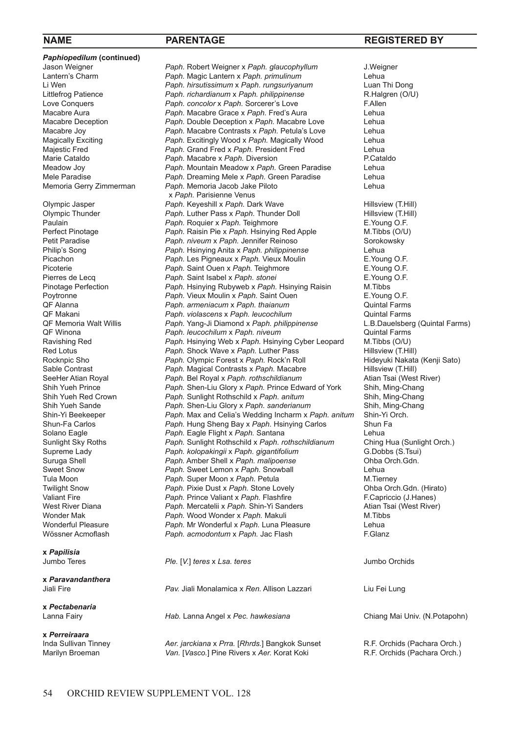| NAME | PARENTAGE | REGISTERED BY |
|---|---|---|
| ***Paphiopedilum* (continued)** | | |
| Jason Weigner | *Paph.* Robert Weigner x *Paph. glaucophyllum* | J.Weigner |
| Lantern's Charm | *Paph.* Magic Lantern x *Paph. primulinum* | Lehua |
| Li Wen | *Paph. hirsutissimum* x *Paph. rungsuriyanum* | Luan Thi Dong |
| Littlefrog Patience | *Paph. richardianum* x *Paph. philippinense* | R.Halgren (O/U) |
| Love Conquers | *Paph. concolor* x *Paph.* Sorcerer's Love | F.Allen |
| Macabre Aura | *Paph.* Macabre Grace x *Paph.* Fred's Aura | Lehua |
| Macabre Deception | *Paph.* Double Deception x *Paph.* Macabre Love | Lehua |
| Macabre Joy | *Paph.* Macabre Contrasts x *Paph.* Petula's Love | Lehua |
| Magically Exciting | *Paph.* Excitingly Wood x *Paph.* Magically Wood | Lehua |
| Majestic Fred | *Paph.* Grand Fred x *Paph.* President Fred | Lehua |
| Marie Cataldo | *Paph.* Macabre x *Paph.* Diversion | P.Cataldo |
| Meadow Joy | *Paph.* Mountain Meadow x *Paph.* Green Paradise | Lehua |
| Mele Paradise | *Paph.* Dreaming Mele x *Paph.* Green Paradise | Lehua |
| Memoria Gerry Zimmerman | *Paph.* Memoria Jacob Jake Piloto x *Paph.* Parisienne Venus | Lehua |
| Olympic Jasper | *Paph.* Keyeshill x *Paph.* Dark Wave | Hillsview (T.Hill) |
| Olympic Thunder | *Paph.* Luther Pass x *Paph.* Thunder Doll | Hillsview (T.Hill) |
| Paulain | *Paph.* Roquier x *Paph.* Teighmore | E.Young O.F. |
| Perfect Pinotage | *Paph.* Raisin Pie x *Paph.* Hsinying Red Apple | M.Tibbs (O/U) |
| Petit Paradise | *Paph. niveum* x *Paph.* Jennifer Reinoso | Sorokowsky |
| Philip's Song | *Paph.* Hsinying Anita x *Paph. philippinense* | Lehua |
| Picachon | *Paph.* Les Pigneaux x *Paph.* Vieux Moulin | E.Young O.F. |
| Picoterie | *Paph.* Saint Ouen x *Paph.* Teighmore | E.Young O.F. |
| Pierres de Lecq | *Paph.* Saint Isabel x *Paph. stonei* | E.Young O.F. |
| Pinotage Perfection | *Paph.* Hsinying Rubyweb x *Paph.* Hsinying Raisin | M.Tibbs |
| Poytronne | *Paph.* Vieux Moulin x *Paph.* Saint Ouen | E.Young O.F. |
| QF Alanna | *Paph. armeniacum* x *Paph. thaianum* | Quintal Farms |
| QF Makani | *Paph. violascens* x *Paph. leucochilum* | Quintal Farms |
| QF Memoria Walt Willis | *Paph.* Yang-Ji Diamond x *Paph. philippinense* | L.B.Dauelsberg (Quintal Farms) |
| QF Winona | *Paph. leucochilum* x *Paph. niveum* | Quintal Farms |
| Ravishing Red | *Paph.* Hsinying Web x *Paph.* Hsinying Cyber Leopard | M.Tibbs (O/U) |
| Red Lotus | *Paph.* Shock Wave x *Paph.* Luther Pass | Hillsview (T.Hill) |
| Rocknpic Sho | *Paph.* Olympic Forest x *Paph.* Rock'n Roll | Hideyuki Nakata (Kenji Sato) |
| Sable Contrast | *Paph.* Magical Contrasts x *Paph.* Macabre | Hillsview (T.Hill) |
| SeeHer Atian Royal | *Paph.* Bel Royal x *Paph. rothschildianum* | Atian Tsai (West River) |
| Shih Yueh Prince | *Paph.* Shen-Liu Glory x *Paph.* Prince Edward of York | Shih, Ming-Chang |
| Shih Yueh Red Crown | *Paph.* Sunlight Rothschild x *Paph. anitum* | Shih, Ming-Chang |
| Shih Yueh Sande | *Paph.* Shen-Liu Glory x *Paph. sanderianum* | Shih, Ming-Chang |
| Shin-Yi Beekeeper | *Paph.* Max and Celia's Wedding Incharm x *Paph. anitum* | Shin-Yi Orch. |
| Shun-Fa Carlos | *Paph.* Hung Sheng Bay x *Paph.* Hsinying Carlos | Shun Fa |
| Solano Eagle | *Paph.* Eagle Flight x *Paph.* Santana | Lehua |
| Sunlight Sky Roths | *Paph.* Sunlight Rothschild x *Paph. rothschildianum* | Ching Hua (Sunlight Orch.) |
| Supreme Lady | *Paph. kolopakingii* x *Paph. gigantifolium* | G.Dobbs (S.Tsui) |
| Suruga Shell | *Paph.* Amber Shell x *Paph. malipoense* | Ohba Orch.Gdn. |
| Sweet Snow | *Paph.* Sweet Lemon x *Paph.* Snowball | Lehua |
| Tula Moon | *Paph.* Super Moon x *Paph.* Petula | M.Tierney |
| Twilight Snow | *Paph.* Pixie Dust x *Paph.* Stone Lovely | Ohba Orch.Gdn. (Hirato) |
| Valiant Fire | *Paph.* Prince Valiant x *Paph.* Flashfire | F.Capriccio (J.Hanes) |
| West River Diana | *Paph.* Mercatelii x *Paph.* Shin-Yi Sanders | Atian Tsai (West River) |
| Wonder Mak | *Paph.* Wood Wonder x *Paph.* Makuli | M.Tibbs |
| Wonderful Pleasure | *Paph.* Mr Wonderful x *Paph.* Luna Pleasure | Lehua |
| Wössner Acmoflash | *Paph. acmodontum* x *Paph.* Jac Flash | F.Glanz |
| **x *Papilisia*** | | |
| Jumbo Teres | *Ple.* [*V.*] *teres* x *Lsa. teres* | Jumbo Orchids |
| **x *Paravandanthera*** | | |
| Jiali Fire | *Pav.* Jiali Monalamica x *Ren.* Allison Lazzari | Liu Fei Lung |
| **x *Pectabenaria*** | | |
| Lanna Fairy | *Hab.* Lanna Angel x *Pec. hawkesiana* | Chiang Mai Univ. (N.Potapohn) |
| **x *Perreiraara*** | | |
| Inda Sullivan Tinney | *Aer. jarckiana* x *Prra.* [*Rhrds.*] Bangkok Sunset | R.F. Orchids (Pachara Orch.) |
| Marilyn Broeman | *Van.* [*Vasco.*] Pine Rivers x *Aer.* Korat Koki | R.F. Orchids (Pachara Orch.) |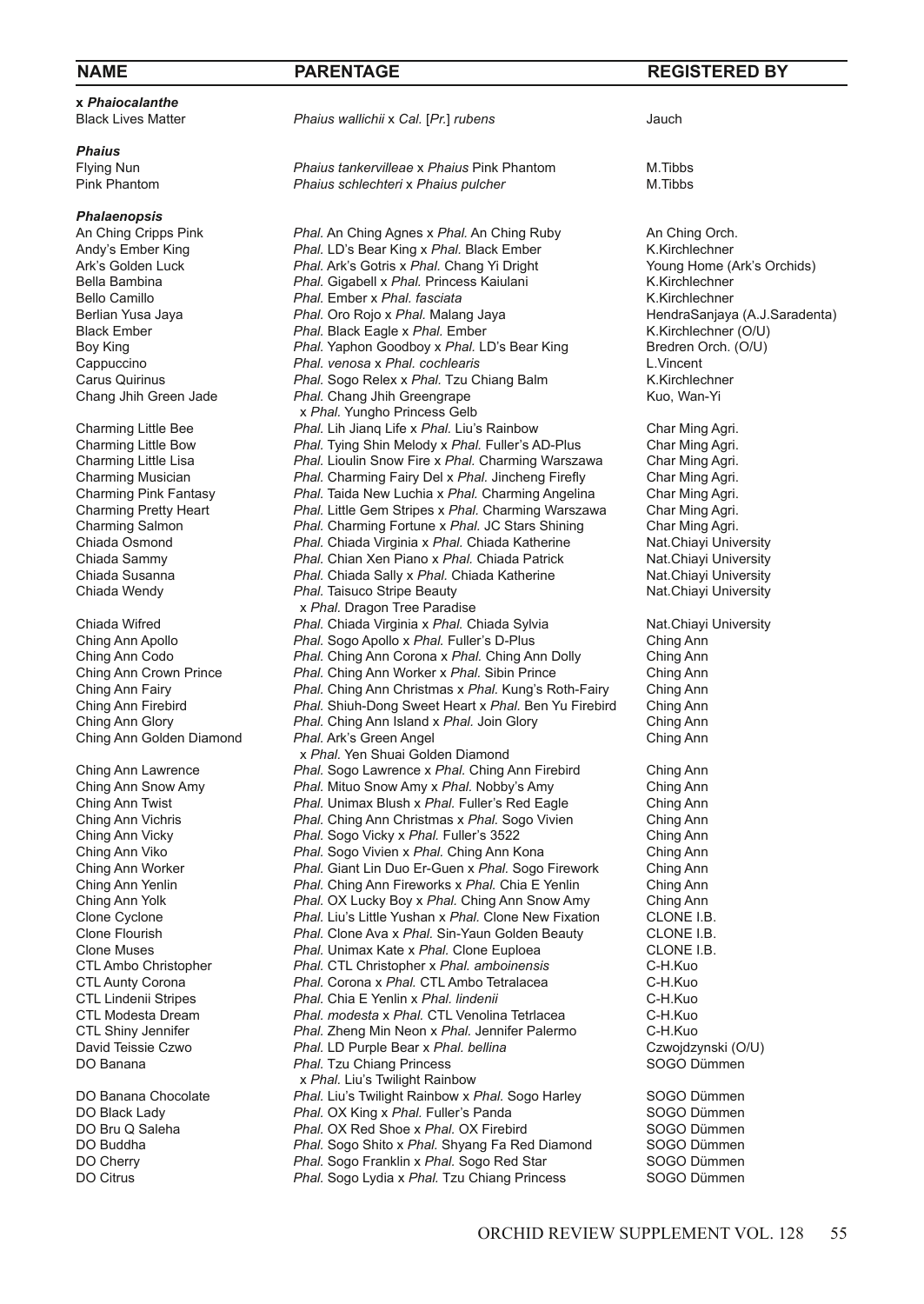| NAME | PARENTAGE | REGISTERED BY |
|---|---|---|
| **x *Phaiocalanthe*** | | |
| Black Lives Matter | *Phaius wallichii* x *Cal.* [*Pr.*] *rubens* | Jauch |
| ***Phaius*** | | |
| Flying Nun | *Phaius tankervilleae* x *Phaius* Pink Phantom | M.Tibbs |
| Pink Phantom | *Phaius schlechteri* x *Phaius pulcher* | M.Tibbs |
| ***Phalaenopsis*** | | |
| An Ching Cripps Pink | *Phal.* An Ching Agnes x *Phal.* An Ching Ruby | An Ching Orch. |
| Andy's Ember King | *Phal.* LD's Bear King x *Phal.* Black Ember | K.Kirchlechner |
| Ark's Golden Luck | *Phal.* Ark's Gotris x *Phal.* Chang Yi Dright | Young Home (Ark's Orchids) |
| Bella Bambina | *Phal.* Gigabell x *Phal.* Princess Kaiulani | K.Kirchlechner |
| Bello Camillo | *Phal.* Ember x *Phal. fasciata* | K.Kirchlechner |
| Berlian Yusa Jaya | *Phal.* Oro Rojo x *Phal.* Malang Jaya | HendraSanjaya (A.J.Saradenta) |
| Black Ember | *Phal.* Black Eagle x *Phal.* Ember | K.Kirchlechner (O/U) |
| Boy King | *Phal.* Yaphon Goodboy x *Phal.* LD's Bear King | Bredren Orch. (O/U) |
| Cappuccino | *Phal. venosa* x *Phal. cochlearis* | L.Vincent |
| Carus Quirinus | *Phal.* Sogo Relex x *Phal.* Tzu Chiang Balm | K.Kirchlechner |
| Chang Jhih Green Jade | *Phal.* Chang Jhih Greengrape x *Phal.* Yungho Princess Gelb | Kuo, Wan-Yi |
| Charming Little Bee | *Phal.* Lih Jianq Life x *Phal.* Liu's Rainbow | Char Ming Agri. |
| Charming Little Bow | *Phal.* Tying Shin Melody x *Phal.* Fuller's AD-Plus | Char Ming Agri. |
| Charming Little Lisa | *Phal.* Lioulin Snow Fire x *Phal.* Charming Warszawa | Char Ming Agri. |
| Charming Musician | *Phal.* Charming Fairy Del x *Phal.* Jincheng Firefly | Char Ming Agri. |
| Charming Pink Fantasy | *Phal.* Taida New Luchia x *Phal.* Charming Angelina | Char Ming Agri. |
| Charming Pretty Heart | *Phal.* Little Gem Stripes x *Phal.* Charming Warszawa | Char Ming Agri. |
| Charming Salmon | *Phal.* Charming Fortune x *Phal.* JC Stars Shining | Char Ming Agri. |
| Chiada Osmond | *Phal.* Chiada Virginia x *Phal.* Chiada Katherine | Nat.Chiayi University |
| Chiada Sammy | *Phal.* Chian Xen Piano x *Phal.* Chiada Patrick | Nat.Chiayi University |
| Chiada Susanna | *Phal.* Chiada Sally x *Phal.* Chiada Katherine | Nat.Chiayi University |
| Chiada Wendy | *Phal.* Taisuco Stripe Beauty x *Phal.* Dragon Tree Paradise | Nat.Chiayi University |
| Chiada Wifred | *Phal.* Chiada Virginia x *Phal.* Chiada Sylvia | Nat.Chiayi University |
| Ching Ann Apollo | *Phal.* Sogo Apollo x *Phal.* Fuller's D-Plus | Ching Ann |
| Ching Ann Codo | *Phal.* Ching Ann Corona x *Phal.* Ching Ann Dolly | Ching Ann |
| Ching Ann Crown Prince | *Phal.* Ching Ann Worker x *Phal.* Sibin Prince | Ching Ann |
| Ching Ann Fairy | *Phal.* Ching Ann Christmas x *Phal.* Kung's Roth-Fairy | Ching Ann |
| Ching Ann Firebird | *Phal.* Shiuh-Dong Sweet Heart x *Phal.* Ben Yu Firebird | Ching Ann |
| Ching Ann Glory | *Phal.* Ching Ann Island x *Phal.* Join Glory | Ching Ann |
| Ching Ann Golden Diamond | *Phal.* Ark's Green Angel x *Phal.* Yen Shuai Golden Diamond | Ching Ann |
| Ching Ann Lawrence | *Phal.* Sogo Lawrence x *Phal.* Ching Ann Firebird | Ching Ann |
| Ching Ann Snow Amy | *Phal.* Mituo Snow Amy x *Phal.* Nobby's Amy | Ching Ann |
| Ching Ann Twist | *Phal.* Unimax Blush x *Phal.* Fuller's Red Eagle | Ching Ann |
| Ching Ann Vichris | *Phal.* Ching Ann Christmas x *Phal.* Sogo Vivien | Ching Ann |
| Ching Ann Vicky | *Phal.* Sogo Vicky x *Phal.* Fuller's 3522 | Ching Ann |
| Ching Ann Viko | *Phal.* Sogo Vivien x *Phal.* Ching Ann Kona | Ching Ann |
| Ching Ann Worker | *Phal.* Giant Lin Duo Er-Guen x *Phal.* Sogo Firework | Ching Ann |
| Ching Ann Yenlin | *Phal.* Ching Ann Fireworks x *Phal.* Chia E Yenlin | Ching Ann |
| Ching Ann Yolk | *Phal.* OX Lucky Boy x *Phal.* Ching Ann Snow Amy | Ching Ann |
| Clone Cyclone | *Phal.* Liu's Little Yushan x *Phal.* Clone New Fixation | CLONE I.B. |
| Clone Flourish | *Phal.* Clone Ava x *Phal.* Sin-Yaun Golden Beauty | CLONE I.B. |
| Clone Muses | *Phal.* Unimax Kate x *Phal.* Clone Euploea | CLONE I.B. |
| CTL Ambo Christopher | *Phal.* CTL Christopher x *Phal. amboinensis* | C-H.Kuo |
| CTL Aunty Corona | *Phal.* Corona x *Phal.* CTL Ambo Tetralacea | C-H.Kuo |
| CTL Lindenii Stripes | *Phal.* Chia E Yenlin x *Phal. lindenii* | C-H.Kuo |
| CTL Modesta Dream | *Phal. modesta* x *Phal.* CTL Venolina Tetrlacea | C-H.Kuo |
| CTL Shiny Jennifer | *Phal.* Zheng Min Neon x *Phal.* Jennifer Palermo | C-H.Kuo |
| David Teissie Czwo | *Phal.* LD Purple Bear x *Phal. bellina* | Czwojdzynski (O/U) |
| DO Banana | *Phal.* Tzu Chiang Princess x *Phal.* Liu's Twilight Rainbow | SOGO Dümmen |
| DO Banana Chocolate | *Phal.* Liu's Twilight Rainbow x *Phal.* Sogo Harley | SOGO Dümmen |
| DO Black Lady | *Phal.* OX King x *Phal.* Fuller's Panda | SOGO Dümmen |
| DO Bru Q Saleha | *Phal.* OX Red Shoe x *Phal.* OX Firebird | SOGO Dümmen |
| DO Buddha | *Phal.* Sogo Shito x *Phal.* Shyang Fa Red Diamond | SOGO Dümmen |
| DO Cherry | *Phal.* Sogo Franklin x *Phal.* Sogo Red Star | SOGO Dümmen |
| DO Citrus | *Phal.* Sogo Lydia x *Phal.* Tzu Chiang Princess | SOGO Dümmen |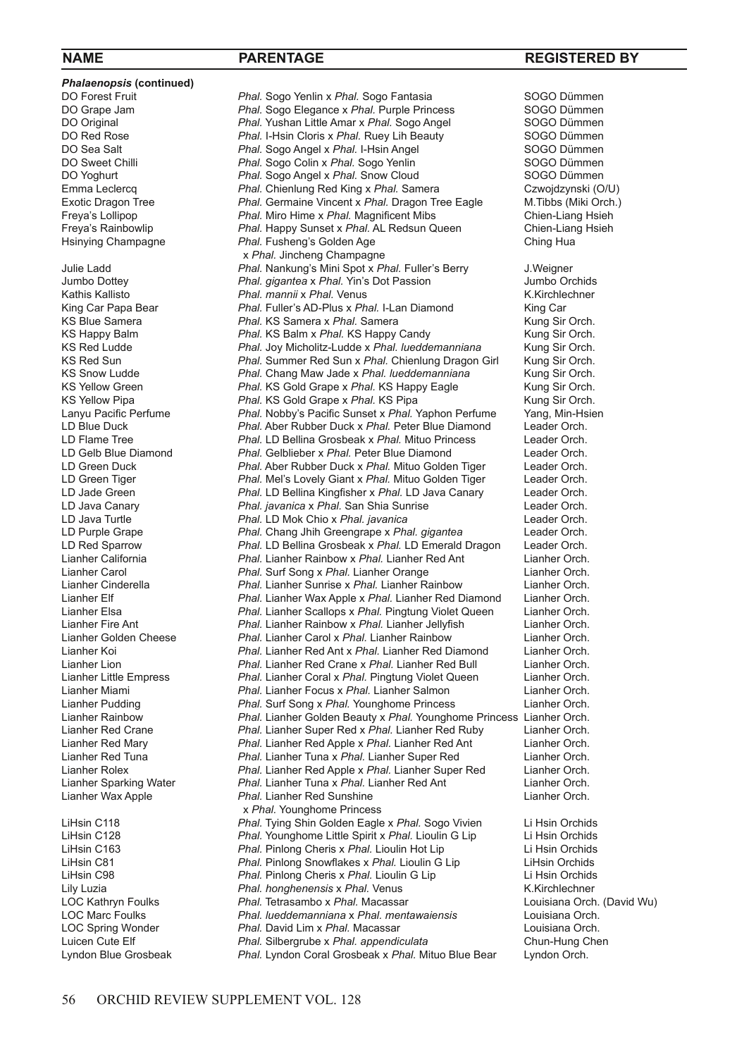| NAME | PARENTAGE | REGISTERED BY |
|---|---|---|
| ***Phalaenopsis* (continued)** | | |
| DO Forest Fruit | *Phal.* Sogo Yenlin x *Phal.* Sogo Fantasia | SOGO Dümmen |
| DO Grape Jam | *Phal.* Sogo Elegance x *Phal.* Purple Princess | SOGO Dümmen |
| DO Original | *Phal.* Yushan Little Amar x *Phal.* Sogo Angel | SOGO Dümmen |
| DO Red Rose | *Phal.* I-Hsin Cloris x *Phal.* Ruey Lih Beauty | SOGO Dümmen |
| DO Sea Salt | *Phal.* Sogo Angel x *Phal.* I-Hsin Angel | SOGO Dümmen |
| DO Sweet Chilli | *Phal.* Sogo Colin x *Phal.* Sogo Yenlin | SOGO Dümmen |
| DO Yoghurt | *Phal.* Sogo Angel x *Phal.* Snow Cloud | SOGO Dümmen |
| Emma Leclercq | *Phal.* Chienlung Red King x *Phal.* Samera | Czwojdzynski (O/U) |
| Exotic Dragon Tree | *Phal.* Germaine Vincent x *Phal.* Dragon Tree Eagle | M.Tibbs (Miki Orch.) |
| Freya's Lollipop | *Phal.* Miro Hime x *Phal.* Magnificent Mibs | Chien-Liang Hsieh |
| Freya's Rainbowlip | *Phal.* Happy Sunset x *Phal.* AL Redsun Queen | Chien-Liang Hsieh |
| Hsinying Champagne | *Phal.* Fusheng's Golden Age x *Phal.* Jincheng Champagne | Ching Hua |
| Julie Ladd | *Phal.* Nankung's Mini Spot x *Phal.* Fuller's Berry | J.Weigner |
| Jumbo Dottey | *Phal. gigantea* x *Phal.* Yin's Dot Passion | Jumbo Orchids |
| Kathis Kallisto | *Phal. mannii* x *Phal.* Venus | K.Kirchlechner |
| King Car Papa Bear | *Phal.* Fuller's AD-Plus x *Phal.* I-Lan Diamond | King Car |
| KS Blue Samera | *Phal.* KS Samera x *Phal.* Samera | Kung Sir Orch. |
| KS Happy Balm | *Phal.* KS Balm x *Phal.* KS Happy Candy | Kung Sir Orch. |
| KS Red Ludde | *Phal.* Joy Micholitz-Ludde x *Phal. lueddemanniana* | Kung Sir Orch. |
| KS Red Sun | *Phal.* Summer Red Sun x *Phal.* Chienlung Dragon Girl | Kung Sir Orch. |
| KS Snow Ludde | *Phal.* Chang Maw Jade x *Phal. lueddemanniana* | Kung Sir Orch. |
| KS Yellow Green | *Phal.* KS Gold Grape x *Phal.* KS Happy Eagle | Kung Sir Orch. |
| KS Yellow Pipa | *Phal.* KS Gold Grape x *Phal.* KS Pipa | Kung Sir Orch. |
| Lanyu Pacific Perfume | *Phal.* Nobby's Pacific Sunset x *Phal.* Yaphon Perfume | Yang, Min-Hsien |
| LD Blue Duck | *Phal.* Aber Rubber Duck x *Phal.* Peter Blue Diamond | Leader Orch. |
| LD Flame Tree | *Phal.* LD Bellina Grosbeak x *Phal.* Mituo Princess | Leader Orch. |
| LD Gelb Blue Diamond | *Phal.* Gelblieber x *Phal.* Peter Blue Diamond | Leader Orch. |
| LD Green Duck | *Phal.* Aber Rubber Duck x *Phal.* Mituo Golden Tiger | Leader Orch. |
| LD Green Tiger | *Phal.* Mel's Lovely Giant x *Phal.* Mituo Golden Tiger | Leader Orch. |
| LD Jade Green | *Phal.* LD Bellina Kingfisher x *Phal.* LD Java Canary | Leader Orch. |
| LD Java Canary | *Phal. javanica* x *Phal.* San Shia Sunrise | Leader Orch. |
| LD Java Turtle | *Phal.* LD Mok Chio x *Phal. javanica* | Leader Orch. |
| LD Purple Grape | *Phal.* Chang Jhih Greengrape x *Phal. gigantea* | Leader Orch. |
| LD Red Sparrow | *Phal.* LD Bellina Grosbeak x *Phal.* LD Emerald Dragon | Leader Orch. |
| Lianher California | *Phal.* Lianher Rainbow x *Phal.* Lianher Red Ant | Lianher Orch. |
| Lianher Carol | *Phal.* Surf Song x *Phal.* Lianher Orange | Lianher Orch. |
| Lianher Cinderella | *Phal.* Lianher Sunrise x *Phal.* Lianher Rainbow | Lianher Orch. |
| Lianher Elf | *Phal.* Lianher Wax Apple x *Phal.* Lianher Red Diamond | Lianher Orch. |
| Lianher Elsa | *Phal.* Lianher Scallops x *Phal.* Pingtung Violet Queen | Lianher Orch. |
| Lianher Fire Ant | *Phal.* Lianher Rainbow x *Phal.* Lianher Jellyfish | Lianher Orch. |
| Lianher Golden Cheese | *Phal.* Lianher Carol x *Phal.* Lianher Rainbow | Lianher Orch. |
| Lianher Koi | *Phal.* Lianher Red Ant x *Phal.* Lianher Red Diamond | Lianher Orch. |
| Lianher Lion | *Phal.* Lianher Red Crane x *Phal.* Lianher Red Bull | Lianher Orch. |
| Lianher Little Empress | *Phal.* Lianher Coral x *Phal.* Pingtung Violet Queen | Lianher Orch. |
| Lianher Miami | *Phal.* Lianher Focus x *Phal.* Lianher Salmon | Lianher Orch. |
| Lianher Pudding | *Phal.* Surf Song x *Phal.* Younghome Princess | Lianher Orch. |
| Lianher Rainbow | *Phal.* Lianher Golden Beauty x *Phal.* Younghome Princess | Lianher Orch. |
| Lianher Red Crane | *Phal.* Lianher Super Red x *Phal.* Lianher Red Ruby | Lianher Orch. |
| Lianher Red Mary | *Phal.* Lianher Red Apple x *Phal.* Lianher Red Ant | Lianher Orch. |
| Lianher Red Tuna | *Phal.* Lianher Tuna x *Phal.* Lianher Super Red | Lianher Orch. |
| Lianher Rolex | *Phal.* Lianher Red Apple x *Phal.* Lianher Super Red | Lianher Orch. |
| Lianher Sparking Water | *Phal.* Lianher Tuna x *Phal.* Lianher Red Ant | Lianher Orch. |
| Lianher Wax Apple | *Phal.* Lianher Red Sunshine x *Phal.* Younghome Princess | Lianher Orch. |
| LiHsin C118 | *Phal.* Tying Shin Golden Eagle x *Phal.* Sogo Vivien | Li Hsin Orchids |
| LiHsin C128 | *Phal.* Younghome Little Spirit x *Phal.* Lioulin G Lip | Li Hsin Orchids |
| LiHsin C163 | *Phal.* Pinlong Cheris x *Phal.* Lioulin Hot Lip | Li Hsin Orchids |
| LiHsin C81 | *Phal.* Pinlong Snowflakes x *Phal.* Lioulin G Lip | LiHsin Orchids |
| LiHsin C98 | *Phal.* Pinlong Cheris x *Phal.* Lioulin G Lip | Li Hsin Orchids |
| Lily Luzia | *Phal. honghenensis* x *Phal.* Venus | K.Kirchlechner |
| LOC Kathryn Foulks | *Phal.* Tetrasambo x *Phal.* Macassar | Louisiana Orch. (David Wu) |
| LOC Marc Foulks | *Phal. lueddemanniana* x *Phal. mentawaiensis* | Louisiana Orch. |
| LOC Spring Wonder | *Phal.* David Lim x *Phal.* Macassar | Louisiana Orch. |
| Luicen Cute Elf | *Phal.* Silbergrube x *Phal. appendiculata* | Chun-Hung Chen |
| Lyndon Blue Grosbeak | *Phal.* Lyndon Coral Grosbeak x *Phal.* Mituo Blue Bear | Lyndon Orch. |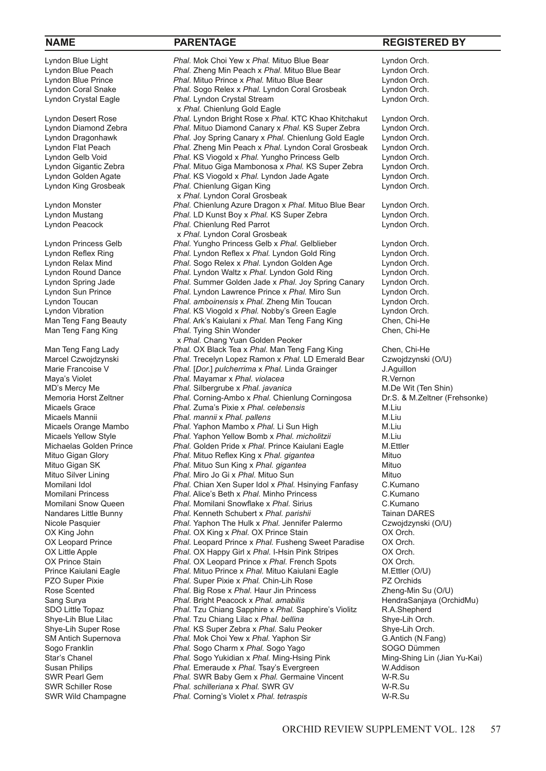| NAME | PARENTAGE | REGISTERED BY |
|---|---|---|
| Lyndon Blue Light | *Phal.* Mok Choi Yew x *Phal.* Mituo Blue Bear | Lyndon Orch. |
| Lyndon Blue Peach | *Phal.* Zheng Min Peach x *Phal.* Mituo Blue Bear | Lyndon Orch. |
| Lyndon Blue Prince | *Phal.* Mituo Prince x *Phal.* Mituo Blue Bear | Lyndon Orch. |
| Lyndon Coral Snake | *Phal.* Sogo Relex x *Phal.* Lyndon Coral Grosbeak | Lyndon Orch. |
| Lyndon Crystal Eagle | *Phal.* Lyndon Crystal Stream x *Phal.* Chienlung Gold Eagle | Lyndon Orch. |
| Lyndon Desert Rose | *Phal.* Lyndon Bright Rose x *Phal.* KTC Khao Khitchakut | Lyndon Orch. |
| Lyndon Diamond Zebra | *Phal.* Mituo Diamond Canary x *Phal.* KS Super Zebra | Lyndon Orch. |
| Lyndon Dragonhawk | *Phal.* Joy Spring Canary x *Phal.* Chienlung Gold Eagle | Lyndon Orch. |
| Lyndon Flat Peach | *Phal.* Zheng Min Peach x *Phal.* Lyndon Coral Grosbeak | Lyndon Orch. |
| Lyndon Gelb Void | *Phal.* KS Viogold x *Phal.* Yungho Princess Gelb | Lyndon Orch. |
| Lyndon Gigantic Zebra | *Phal.* Mituo Giga Mambonosa x *Phal.* KS Super Zebra | Lyndon Orch. |
| Lyndon Golden Agate | *Phal.* KS Viogold x *Phal.* Lyndon Jade Agate | Lyndon Orch. |
| Lyndon King Grosbeak | *Phal.* Chienlung Gigan King x *Phal.* Lyndon Coral Grosbeak | Lyndon Orch. |
| Lyndon Monster | *Phal.* Chienlung Azure Dragon x *Phal.* Mituo Blue Bear | Lyndon Orch. |
| Lyndon Mustang | *Phal.* LD Kunst Boy x *Phal.* KS Super Zebra | Lyndon Orch. |
| Lyndon Peacock | *Phal.* Chienlung Red Parrot x *Phal.* Lyndon Coral Grosbeak | Lyndon Orch. |
| Lyndon Princess Gelb | *Phal.* Yungho Princess Gelb x *Phal.* Gelblieber | Lyndon Orch. |
| Lyndon Reflex Ring | *Phal.* Lyndon Reflex x *Phal.* Lyndon Gold Ring | Lyndon Orch. |
| Lyndon Relax Mind | *Phal.* Sogo Relex x *Phal.* Lyndon Golden Age | Lyndon Orch. |
| Lyndon Round Dance | *Phal.* Lyndon Waltz x *Phal.* Lyndon Gold Ring | Lyndon Orch. |
| Lyndon Spring Jade | *Phal.* Summer Golden Jade x *Phal.* Joy Spring Canary | Lyndon Orch. |
| Lyndon Sun Prince | *Phal.* Lyndon Lawrence Prince x *Phal.* Miro Sun | Lyndon Orch. |
| Lyndon Toucan | *Phal. amboinensis* x *Phal.* Zheng Min Toucan | Lyndon Orch. |
| Lyndon Vibration | *Phal.* KS Viogold x *Phal.* Nobby's Green Eagle | Lyndon Orch. |
| Man Teng Fang Beauty | *Phal.* Ark's Kaiulani x *Phal.* Man Teng Fang King | Chen, Chi-He |
| Man Teng Fang King | *Phal.* Tying Shin Wonder x *Phal.* Chang Yuan Golden Peoker | Chen, Chi-He |
| Man Teng Fang Lady | *Phal.* OX Black Tea x *Phal.* Man Teng Fang King | Chen, Chi-He |
| Marcel Czwojdzynski | *Phal.* Trecelyn Lopez Ramon x *Phal.* LD Emerald Bear | Czwojdzynski (O/U) |
| Marie Francoise V | *Phal.* [*Dor.*] *pulcherrima* x *Phal.* Linda Grainger | J.Aguillon |
| Maya's Violet | *Phal.* Mayamar x *Phal. violacea* | R.Vernon |
| MD's Mercy Me | *Phal.* Silbergrube x *Phal. javanica* | M.De Wit (Ten Shin) |
| Memoria Horst Zeltner | *Phal.* Corning-Ambo x *Phal.* Chienlung Corningosa | Dr.S. & M.Zeltner (Frehsonke) |
| Micaels Grace | *Phal.* Zuma's Pixie x *Phal. celebensis* | M.Liu |
| Micaels Mannii | *Phal. mannii* x *Phal. pallens* | M.Liu |
| Micaels Orange Mambo | *Phal.* Yaphon Mambo x *Phal.* Li Sun High | M.Liu |
| Micaels Yellow Style | *Phal.* Yaphon Yellow Bomb x *Phal. micholitzii* | M.Liu |
| Michaelas Golden Prince | *Phal.* Golden Pride x *Phal.* Prince Kaiulani Eagle | M.Ettler |
| Mituo Gigan Glory | *Phal.* Mituo Reflex King x *Phal. gigantea* | Mituo |
| Mituo Gigan SK | *Phal.* Mituo Sun King x *Phal. gigantea* | Mituo |
| Mituo Silver Lining | *Phal.* Miro Jo Gi x *Phal.* Mituo Sun | Mituo |
| Momilani Idol | *Phal.* Chian Xen Super Idol x *Phal.* Hsinying Fanfasy | C.Kumano |
| Momilani Princess | *Phal.* Alice's Beth x *Phal.* Minho Princess | C.Kumano |
| Momilani Snow Queen | *Phal.* Momilani Snowflake x *Phal.* Sirius | C.Kumano |
| Nandares Little Bunny | *Phal.* Kenneth Schubert x *Phal. parishii* | Tainan DARES |
| Nicole Pasquier | *Phal.* Yaphon The Hulk x *Phal.* Jennifer Palermo | Czwojdzynski (O/U) |
| OX King John | *Phal.* OX King x *Phal.* OX Prince Stain | OX Orch. |
| OX Leopard Prince | *Phal.* Leopard Prince x *Phal.* Fusheng Sweet Paradise | OX Orch. |
| OX Little Apple | *Phal.* OX Happy Girl x *Phal.* I-Hsin Pink Stripes | OX Orch. |
| OX Prince Stain | *Phal.* OX Leopard Prince x *Phal.* French Spots | OX Orch. |
| Prince Kaiulani Eagle | *Phal.* Mituo Prince x *Phal.* Mituo Kaiulani Eagle | M.Ettler (O/U) |
| PZO Super Pixie | *Phal.* Super Pixie x *Phal.* Chin-Lih Rose | PZ Orchids |
| Rose Scented | *Phal.* Big Rose x *Phal.* Haur Jin Princess | Zheng-Min Su (O/U) |
| Sang Surya | *Phal.* Bright Peacock x *Phal. amabilis* | HendraSanjaya (OrchidMu) |
| SDO Little Topaz | *Phal.* Tzu Chiang Sapphire x *Phal.* Sapphire's Violitz | R.A.Shepherd |
| Shye-Lih Blue Lilac | *Phal.* Tzu Chiang Lilac x *Phal. bellina* | Shye-Lih Orch. |
| Shye-Lih Super Rose | *Phal.* KS Super Zebra x *Phal.* Salu Peoker | Shye-Lih Orch. |
| SM Antich Supernova | *Phal.* Mok Choi Yew x *Phal.* Yaphon Sir | G.Antich (N.Fang) |
| Sogo Franklin | *Phal.* Sogo Charm x *Phal.* Sogo Yago | SOGO Dümmen |
| Star's Chanel | *Phal.* Sogo Yukidian x *Phal.* Ming-Hsing Pink | Ming-Shing Lin (Jian Yu-Kai) |
| Susan Philips | *Phal.* Emeraude x *Phal.* Tsay's Evergreen | W.Addison |
| SWR Pearl Gem | *Phal.* SWR Baby Gem x *Phal.* Germaine Vincent | W-R.Su |
| SWR Schiller Rose | *Phal. schilleriana* x *Phal.* SWR GV | W-R.Su |
| SWR Wild Champagne | *Phal.* Corning's Violet x *Phal. tetraspis* | W-R.Su |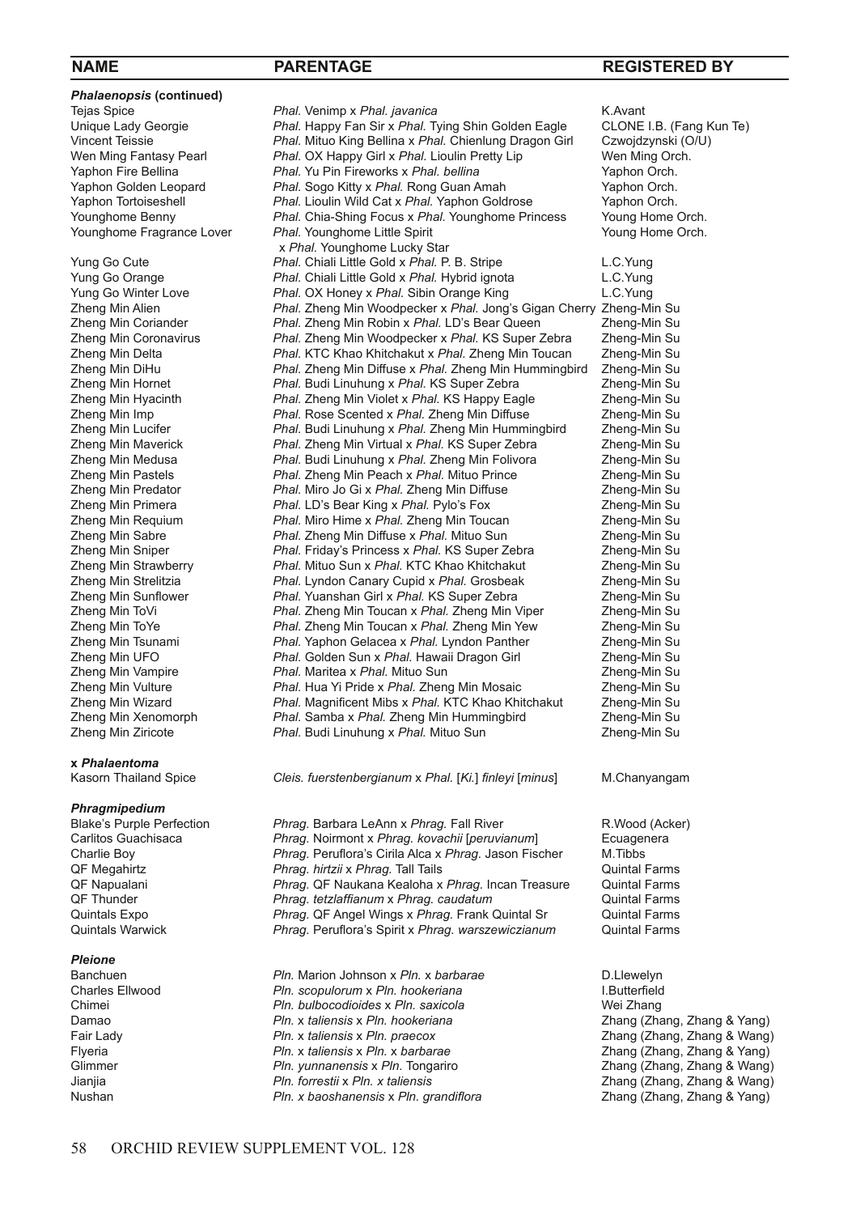| NAME | PARENTAGE | REGISTERED BY |
|---|---|---|
| ***Phalaenopsis* (continued)** | | |
| Tejas Spice | *Phal.* Venimp x *Phal. javanica* | K.Avant |
| Unique Lady Georgie | *Phal.* Happy Fan Sir x *Phal.* Tying Shin Golden Eagle | CLONE I.B. (Fang Kun Te) |
| Vincent Teissie | *Phal.* Mituo King Bellina x *Phal.* Chienlung Dragon Girl | Czwojdzynski (O/U) |
| Wen Ming Fantasy Pearl | *Phal.* OX Happy Girl x *Phal.* Lioulin Pretty Lip | Wen Ming Orch. |
| Yaphon Fire Bellina | *Phal.* Yu Pin Fireworks x *Phal. bellina* | Yaphon Orch. |
| Yaphon Golden Leopard | *Phal.* Sogo Kitty x *Phal.* Rong Guan Amah | Yaphon Orch. |
| Yaphon Tortoiseshell | *Phal.* Lioulin Wild Cat x *Phal.* Yaphon Goldrose | Yaphon Orch. |
| Younghome Benny | *Phal.* Chia-Shing Focus x *Phal.* Younghome Princess | Young Home Orch. |
| Younghome Fragrance Lover | *Phal.* Younghome Little Spirit x *Phal.* Younghome Lucky Star | Young Home Orch. |
| Yung Go Cute | *Phal.* Chiali Little Gold x *Phal.* P. B. Stripe | L.C.Yung |
| Yung Go Orange | *Phal.* Chiali Little Gold x *Phal.* Hybrid ignota | L.C.Yung |
| Yung Go Winter Love | *Phal.* OX Honey x *Phal.* Sibin Orange King | L.C.Yung |
| Zheng Min Alien | *Phal.* Zheng Min Woodpecker x *Phal.* Jong's Gigan Cherry | Zheng-Min Su |
| Zheng Min Coriander | *Phal.* Zheng Min Robin x *Phal.* LD's Bear Queen | Zheng-Min Su |
| Zheng Min Coronavirus | *Phal.* Zheng Min Woodpecker x *Phal.* KS Super Zebra | Zheng-Min Su |
| Zheng Min Delta | *Phal.* KTC Khao Khitchakut x *Phal.* Zheng Min Toucan | Zheng-Min Su |
| Zheng Min DiHu | *Phal.* Zheng Min Diffuse x *Phal.* Zheng Min Hummingbird | Zheng-Min Su |
| Zheng Min Hornet | *Phal.* Budi Linuhung x *Phal.* KS Super Zebra | Zheng-Min Su |
| Zheng Min Hyacinth | *Phal.* Zheng Min Violet x *Phal.* KS Happy Eagle | Zheng-Min Su |
| Zheng Min Imp | *Phal.* Rose Scented x *Phal.* Zheng Min Diffuse | Zheng-Min Su |
| Zheng Min Lucifer | *Phal.* Budi Linuhung x *Phal.* Zheng Min Hummingbird | Zheng-Min Su |
| Zheng Min Maverick | *Phal.* Zheng Min Virtual x *Phal.* KS Super Zebra | Zheng-Min Su |
| Zheng Min Medusa | *Phal.* Budi Linuhung x *Phal.* Zheng Min Folivora | Zheng-Min Su |
| Zheng Min Pastels | *Phal.* Zheng Min Peach x *Phal.* Mituo Prince | Zheng-Min Su |
| Zheng Min Predator | *Phal.* Miro Jo Gi x *Phal.* Zheng Min Diffuse | Zheng-Min Su |
| Zheng Min Primera | *Phal.* LD's Bear King x *Phal.* Pylo's Fox | Zheng-Min Su |
| Zheng Min Requium | *Phal.* Miro Hime x *Phal.* Zheng Min Toucan | Zheng-Min Su |
| Zheng Min Sabre | *Phal.* Zheng Min Diffuse x *Phal.* Mituo Sun | Zheng-Min Su |
| Zheng Min Sniper | *Phal.* Friday's Princess x *Phal.* KS Super Zebra | Zheng-Min Su |
| Zheng Min Strawberry | *Phal.* Mituo Sun x *Phal.* KTC Khao Khitchakut | Zheng-Min Su |
| Zheng Min Strelitzia | *Phal.* Lyndon Canary Cupid x *Phal.* Grosbeak | Zheng-Min Su |
| Zheng Min Sunflower | *Phal.* Yuanshan Girl x *Phal.* KS Super Zebra | Zheng-Min Su |
| Zheng Min ToVi | *Phal.* Zheng Min Toucan x *Phal.* Zheng Min Viper | Zheng-Min Su |
| Zheng Min ToYe | *Phal.* Zheng Min Toucan x *Phal.* Zheng Min Yew | Zheng-Min Su |
| Zheng Min Tsunami | *Phal.* Yaphon Gelacea x *Phal.* Lyndon Panther | Zheng-Min Su |
| Zheng Min UFO | *Phal.* Golden Sun x *Phal.* Hawaii Dragon Girl | Zheng-Min Su |
| Zheng Min Vampire | *Phal.* Maritea x *Phal.* Mituo Sun | Zheng-Min Su |
| Zheng Min Vulture | *Phal.* Hua Yi Pride x *Phal.* Zheng Min Mosaic | Zheng-Min Su |
| Zheng Min Wizard | *Phal.* Magnificent Mibs x *Phal.* KTC Khao Khitchakut | Zheng-Min Su |
| Zheng Min Xenomorph | *Phal.* Samba x *Phal.* Zheng Min Hummingbird | Zheng-Min Su |
| Zheng Min Ziricote | *Phal.* Budi Linuhung x *Phal.* Mituo Sun | Zheng-Min Su |
| **x *Phalaentoma*** | | |
| Kasorn Thailand Spice | *Cleis. fuerstenbergianum* x *Phal.* [*Ki.*] *finleyi* [*minus*] | M.Chanyangam |
| ***Phragmipedium*** | | |
| Blake's Purple Perfection | *Phrag.* Barbara LeAnn x *Phrag.* Fall River | R.Wood (Acker) |
| Carlitos Guachisaca | *Phrag.* Noirmont x *Phrag. kovachii* [*peruvianum*] | Ecuagenera |
| Charlie Boy | *Phrag.* Peruflora's Cirila Alca x *Phrag.* Jason Fischer | M.Tibbs |
| QF Megahirtz | *Phrag. hirtzii* x *Phrag.* Tall Tails | Quintal Farms |
| QF Napualani | *Phrag.* QF Naukana Kealoha x *Phrag.* Incan Treasure | Quintal Farms |
| QF Thunder | *Phrag. tetzlaffianum* x *Phrag. caudatum* | Quintal Farms |
| Quintals Expo | *Phrag.* QF Angel Wings x *Phrag.* Frank Quintal Sr | Quintal Farms |
| Quintals Warwick | *Phrag.* Peruflora's Spirit x *Phrag. warszewiczianum* | Quintal Farms |
| ***Pleione*** | | |
| Banchuen | *Pln.* Marion Johnson x *Pln.* x *barbarae* | D.Llewelyn |
| Charles Ellwood | *Pln. scopulorum* x *Pln. hookeriana* | I.Butterfield |
| Chimei | *Pln. bulbocodioides* x *Pln. saxicola* | Wei Zhang |
| Damao | *Pln.* x *taliensis* x *Pln. hookeriana* | Zhang (Zhang, Zhang & Yang) |
| Fair Lady | *Pln.* x *taliensis* x *Pln. praecox* | Zhang (Zhang, Zhang & Wang) |
| Flyeria | *Pln.* x *taliensis* x *Pln.* x *barbarae* | Zhang (Zhang, Zhang & Yang) |
| Glimmer | *Pln. yunnanensis* x *Pln.* Tongariro | Zhang (Zhang, Zhang & Wang) |
| Jianjia | *Pln. forrestii* x *Pln. x taliensis* | Zhang (Zhang, Zhang & Wang) |
| Nushan | *Pln. x baoshanensis* x *Pln. grandiflora* | Zhang (Zhang, Zhang & Yang) |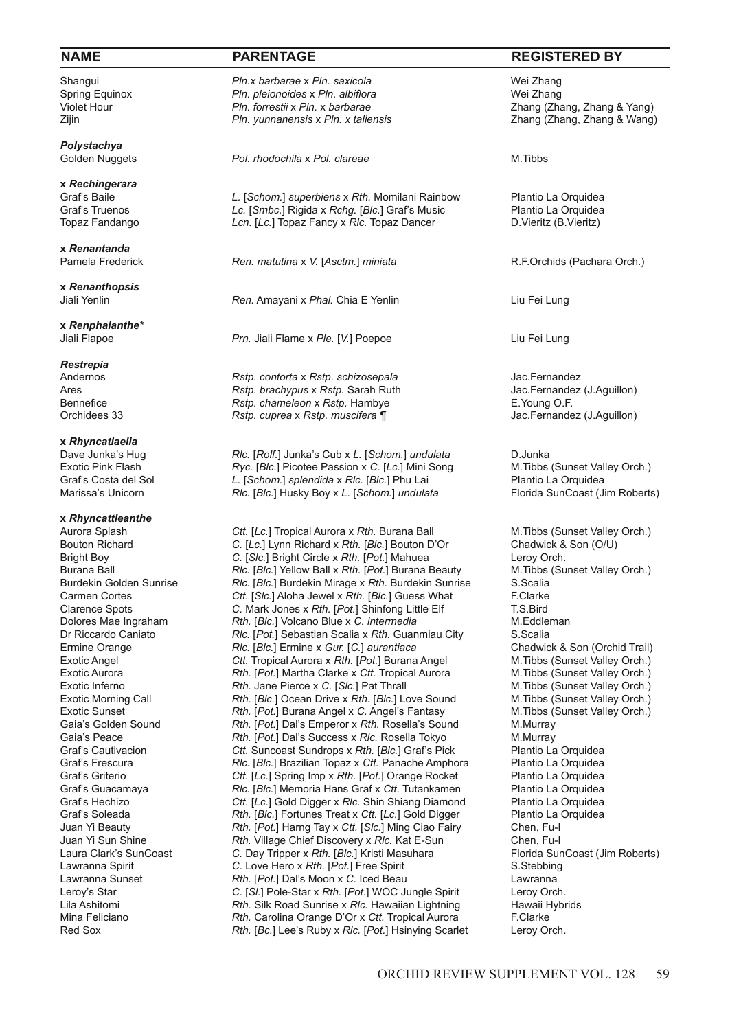| NAME | PARENTAGE | REGISTERED BY |
|---|---|---|
| Shangui | *Pln.x barbarae* x *Pln. saxicola* | Wei Zhang |
| Spring Equinox | *Pln. pleionoides* x *Pln. albiflora* | Wei Zhang |
| Violet Hour | *Pln. forrestii* x *Pln.* x *barbarae* | Zhang (Zhang, Zhang & Yang) |
| Zijin | *Pln. yunnanensis* x *Pln. x taliensis* | Zhang (Zhang, Zhang & Wang) |
| ***Polystachya*** | | |
| Golden Nuggets | *Pol. rhodochila* x *Pol. clareae* | M.Tibbs |
| **x *Rechingerara*** | | |
| Graf's Baile | *L.* [*Schom.*] *superbiens* x *Rth.* Momilani Rainbow | Plantio La Orquidea |
| Graf's Truenos | *Lc.* [*Smbc.*] Rigida x *Rchg.* [*Blc.*] Graf's Music | Plantio La Orquidea |
| Topaz Fandango | *Lcn.* [*Lc.*] Topaz Fancy x *Rlc.* Topaz Dancer | D.Vieritz (B.Vieritz) |
| **x *Renantanda*** | | |
| Pamela Frederick | *Ren. matutina* x *V.* [*Asctm.*] *miniata* | R.F.Orchids (Pachara Orch.) |
| **x *Renanthopsis*** | | |
| Jiali Yenlin | *Ren.* Amayani x *Phal.* Chia E Yenlin | Liu Fei Lung |
| **x *Renphalanthe**** | | |
| Jiali Flapoe | *Prn.* Jiali Flame x *Ple.* [*V.*] Poepoe | Liu Fei Lung |
| ***Restrepia*** | | |
| Andernos | *Rstp. contorta* x *Rstp. schizosepala* | Jac.Fernandez |
| Ares | *Rstp. brachypus* x *Rstp.* Sarah Ruth | Jac.Fernandez (J.Aguillon) |
| Bennefice | *Rstp. chameleon* x *Rstp.* Hambye | E.Young O.F. |
| Orchidees 33 | *Rstp. cuprea* x *Rstp. muscifera* ¶ | Jac.Fernandez (J.Aguillon) |
| **x *Rhyncatlaelia*** | | |
| Dave Junka's Hug | *Rlc.* [*Rolf.*] Junka's Cub x *L.* [*Schom.*] *undulata* | D.Junka |
| Exotic Pink Flash | *Ryc.* [*Blc.*] Picotee Passion x *C.* [*Lc.*] Mini Song | M.Tibbs (Sunset Valley Orch.) |
| Graf's Costa del Sol | *L.* [*Schom.*] *splendida* x *Rlc.* [*Blc.*] Phu Lai | Plantio La Orquidea |
| Marissa's Unicorn | *Rlc.* [*Blc.*] Husky Boy x *L.* [*Schom.*] *undulata* | Florida SunCoast (Jim Roberts) |
| **x *Rhyncattleanthe*** | | |
| Aurora Splash | *Ctt.* [*Lc.*] Tropical Aurora x *Rth.* Burana Ball | M.Tibbs (Sunset Valley Orch.) |
| Bouton Richard | *C.* [*Lc.*] Lynn Richard x *Rth.* [*Blc.*] Bouton D'Or | Chadwick & Son (O/U) |
| Bright Boy | *C.* [*Slc.*] Bright Circle x *Rth.* [*Pot.*] Mahuea | Leroy Orch. |
| Burana Ball | *Rlc.* [*Blc.*] Yellow Ball x *Rth.* [*Pot.*] Burana Beauty | M.Tibbs (Sunset Valley Orch.) |
| Burdekin Golden Sunrise | *Rlc.* [*Blc.*] Burdekin Mirage x *Rth.* Burdekin Sunrise | S.Scalia |
| Carmen Cortes | *Ctt.* [*Slc.*] Aloha Jewel x *Rth.* [*Blc.*] Guess What | F.Clarke |
| Clarence Spots | *C.* Mark Jones x *Rth.* [*Pot.*] Shinfong Little Elf | T.S.Bird |
| Dolores Mae Ingraham | *Rth.* [*Blc.*] Volcano Blue x *C. intermedia* | M.Eddleman |
| Dr Riccardo Caniato | *Rlc.* [*Pot.*] Sebastian Scalia x *Rth.* Guanmiau City | S.Scalia |
| Ermine Orange | *Rlc.* [*Blc.*] Ermine x *Gur.* [*C.*] *aurantiaca* | Chadwick & Son (Orchid Trail) |
| Exotic Angel | *Ctt.* Tropical Aurora x *Rth.* [*Pot.*] Burana Angel | M.Tibbs (Sunset Valley Orch.) |
| Exotic Aurora | *Rth.* [*Pot.*] Martha Clarke x *Ctt.* Tropical Aurora | M.Tibbs (Sunset Valley Orch.) |
| Exotic Inferno | *Rth.* Jane Pierce x *C.* [*Slc.*] Pat Thrall | M.Tibbs (Sunset Valley Orch.) |
| Exotic Morning Call | *Rth.* [*Blc.*] Ocean Drive x *Rth.* [*Blc.*] Love Sound | M.Tibbs (Sunset Valley Orch.) |
| Exotic Sunset | *Rth.* [*Pot.*] Burana Angel x *C.* Angel's Fantasy | M.Tibbs (Sunset Valley Orch.) |
| Gaia's Golden Sound | *Rth.* [*Pot.*] Dal's Emperor x *Rth.* Rosella's Sound | M.Murray |
| Gaia's Peace | *Rth.* [*Pot.*] Dal's Success x *Rlc.* Rosella Tokyo | M.Murray |
| Graf's Cautivacion | *Ctt.* Suncoast Sundrops x *Rth.* [*Blc.*] Graf's Pick | Plantio La Orquidea |
| Graf's Frescura | *Rlc.* [*Blc.*] Brazilian Topaz x *Ctt.* Panache Amphora | Plantio La Orquidea |
| Graf's Griterio | *Ctt.* [*Lc.*] Spring Imp x *Rth.* [*Pot.*] Orange Rocket | Plantio La Orquidea |
| Graf's Guacamaya | *Rlc.* [*Blc.*] Memoria Hans Graf x *Ctt.* Tutankamen | Plantio La Orquidea |
| Graf's Hechizo | *Ctt.* [*Lc.*] Gold Digger x *Rlc.* Shin Shiang Diamond | Plantio La Orquidea |
| Graf's Soleada | *Rth.* [*Blc.*] Fortunes Treat x *Ctt.* [*Lc.*] Gold Digger | Plantio La Orquidea |
| Juan Yi Beauty | *Rth.* [*Pot.*] Harng Tay x *Ctt.* [*Slc.*] Ming Ciao Fairy | Chen, Fu-I |
| Juan Yi Sun Shine | *Rth.* Village Chief Discovery x *Rlc.* Kat E-Sun | Chen, Fu-I |
| Laura Clark's SunCoast | *C.* Day Tripper x *Rth.* [*Blc.*] Kristi Masuhara | Florida SunCoast (Jim Roberts) |
| Lawranna Spirit | *C.* Love Hero x *Rth.* [*Pot.*] Free Spirit | S.Stebbing |
| Lawranna Sunset | *Rth.* [*Pot.*] Dal's Moon x *C.* Iced Beau | Lawranna |
| Leroy's Star | *C.* [*Sl.*] Pole-Star x *Rth.* [*Pot.*] WOC Jungle Spirit | Leroy Orch. |
| Lila Ashitomi | *Rth.* Silk Road Sunrise x *Rlc.* Hawaiian Lightning | Hawaii Hybrids |
| Mina Feliciano | *Rth.* Carolina Orange D'Or x *Ctt.* Tropical Aurora | F.Clarke |
| Red Sox | *Rth.* [*Bc.*] Lee's Ruby x *Rlc.* [*Pot.*] Hsinying Scarlet | Leroy Orch. |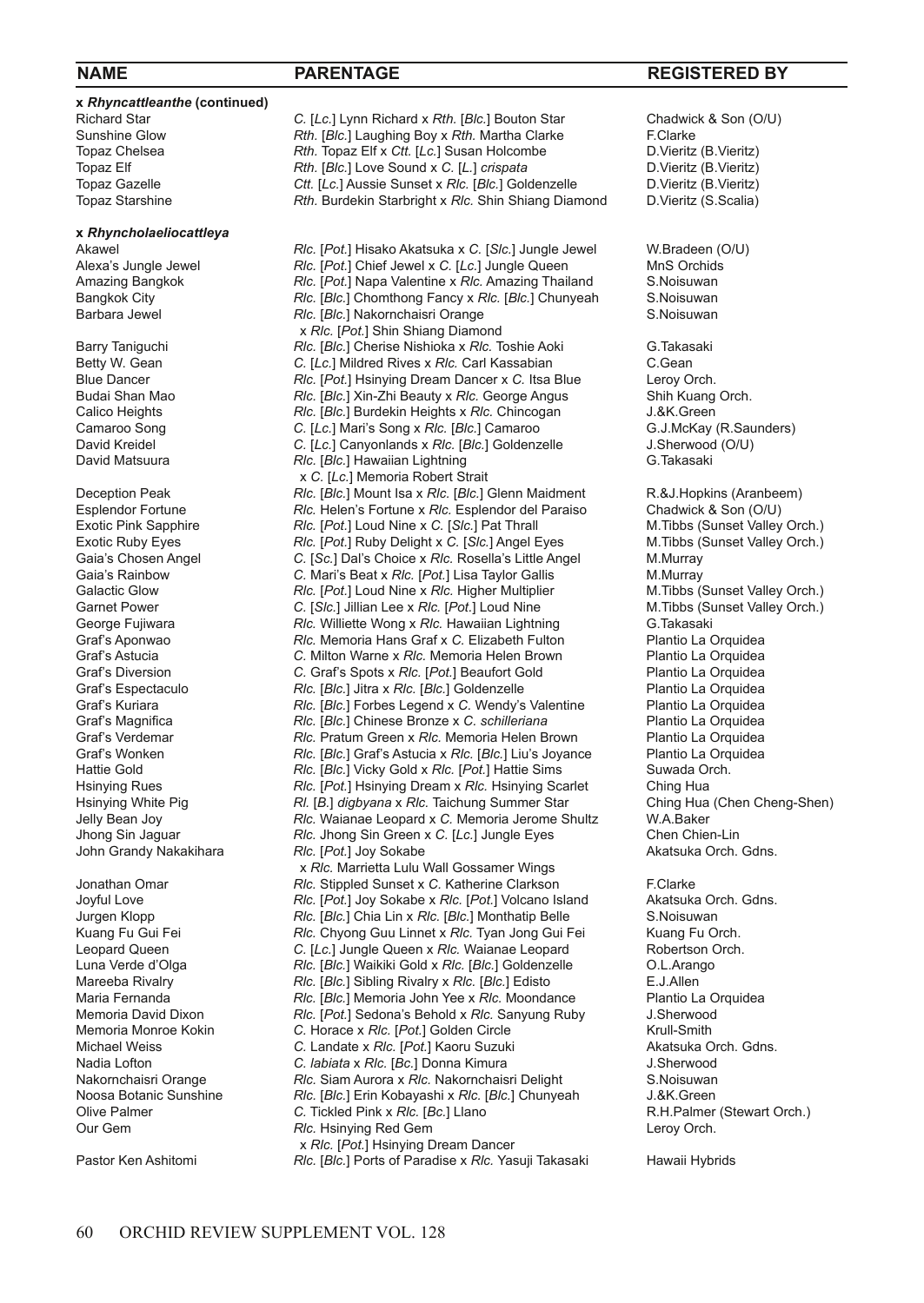| NAME | PARENTAGE | REGISTERED BY |
|---|---|---|
| **x *Rhyncattleanthe* (continued)** | | |
| Richard Star | *C.* [*Lc.*] Lynn Richard x *Rth.* [*Blc.*] Bouton Star | Chadwick & Son (O/U) |
| Sunshine Glow | *Rth.* [*Blc.*] Laughing Boy x *Rth.* Martha Clarke | F.Clarke |
| Topaz Chelsea | *Rth.* Topaz Elf x *Ctt.* [*Lc.*] Susan Holcombe | D.Vieritz (B.Vieritz) |
| Topaz Elf | *Rth.* [*Blc.*] Love Sound x *C.* [*L.*] *crispata* | D.Vieritz (B.Vieritz) |
| Topaz Gazelle | *Ctt.* [*Lc.*] Aussie Sunset x *Rlc.* [*Blc.*] Goldenzelle | D.Vieritz (B.Vieritz) |
| Topaz Starshine | *Rth.* Burdekin Starbright x *Rlc.* Shin Shiang Diamond | D.Vieritz (S.Scalia) |
| **x *Rhyncholaeliocattleya*** | | |
| Akawel | *Rlc.* [*Pot.*] Hisako Akatsuka x *C.* [*Slc.*] Jungle Jewel | W.Bradeen (O/U) |
| Alexa's Jungle Jewel | *Rlc.* [*Pot.*] Chief Jewel x *C.* [*Lc.*] Jungle Queen | MnS Orchids |
| Amazing Bangkok | *Rlc.* [*Pot.*] Napa Valentine x *Rlc.* Amazing Thailand | S.Noisuwan |
| Bangkok City | *Rlc.* [*Blc.*] Chomthong Fancy x *Rlc.* [*Blc.*] Chunyeah | S.Noisuwan |
| Barbara Jewel | *Rlc.* [*Blc.*] Nakornchaisri Orange x *Rlc.* [*Pot.*] Shin Shiang Diamond | S.Noisuwan |
| Barry Taniguchi | *Rlc.* [*Blc.*] Cherise Nishioka x *Rlc.* Toshie Aoki | G.Takasaki |
| Betty W. Gean | *C.* [*Lc.*] Mildred Rives x *Rlc.* Carl Kassabian | C.Gean |
| Blue Dancer | *Rlc.* [*Pot.*] Hsinying Dream Dancer x *C.* Itsa Blue | Leroy Orch. |
| Budai Shan Mao | *Rlc.* [*Blc.*] Xin-Zhi Beauty x *Rlc.* George Angus | Shih Kuang Orch. |
| Calico Heights | *Rlc.* [*Blc.*] Burdekin Heights x *Rlc.* Chincogan | J.&K.Green |
| Camaroo Song | *C.* [*Lc.*] Mari's Song x *Rlc.* [*Blc.*] Camaroo | G.J.McKay (R.Saunders) |
| David Kreidel | *C.* [*Lc.*] Canyonlands x *Rlc.* [*Blc.*] Goldenzelle | J.Sherwood (O/U) |
| David Matsuura | *Rlc.* [*Blc.*] Hawaiian Lightning x *C.* [*Lc.*] Memoria Robert Strait | G.Takasaki |
| Deception Peak | *Rlc.* [*Blc.*] Mount Isa x *Rlc.* [*Blc.*] Glenn Maidment | R.&J.Hopkins (Aranbeem) |
| Esplendor Fortune | *Rlc.* Helen's Fortune x *Rlc.* Esplendor del Paraiso | Chadwick & Son (O/U) |
| Exotic Pink Sapphire | *Rlc.* [*Pot.*] Loud Nine x *C.* [*Slc.*] Pat Thrall | M.Tibbs (Sunset Valley Orch.) |
| Exotic Ruby Eyes | *Rlc.* [*Pot.*] Ruby Delight x *C.* [*Slc.*] Angel Eyes | M.Tibbs (Sunset Valley Orch.) |
| Gaia's Chosen Angel | *C.* [*Sc.*] Dal's Choice x *Rlc.* Rosella's Little Angel | M.Murray |
| Gaia's Rainbow | *C.* Mari's Beat x *Rlc.* [*Pot.*] Lisa Taylor Gallis | M.Murray |
| Galactic Glow | *Rlc.* [*Pot.*] Loud Nine x *Rlc.* Higher Multiplier | M.Tibbs (Sunset Valley Orch.) |
| Garnet Power | *C.* [*Slc.*] Jillian Lee x *Rlc.* [*Pot.*] Loud Nine | M.Tibbs (Sunset Valley Orch.) |
| George Fujiwara | *Rlc.* Williette Wong x *Rlc.* Hawaiian Lightning | G.Takasaki |
| Graf's Aponwao | *Rlc.* Memoria Hans Graf x *C.* Elizabeth Fulton | Plantio La Orquidea |
| Graf's Astucia | *C.* Milton Warne x *Rlc.* Memoria Helen Brown | Plantio La Orquidea |
| Graf's Diversion | *C.* Graf's Spots x *Rlc.* [*Pot.*] Beaufort Gold | Plantio La Orquidea |
| Graf's Espectaculo | *Rlc.* [*Blc.*] Jitra x *Rlc.* [*Blc.*] Goldenzelle | Plantio La Orquidea |
| Graf's Kuriara | *Rlc.* [*Blc.*] Forbes Legend x *C.* Wendy's Valentine | Plantio La Orquidea |
| Graf's Magnifica | *Rlc.* [*Blc.*] Chinese Bronze x *C. schilleriana* | Plantio La Orquidea |
| Graf's Verdemar | *Rlc.* Pratum Green x *Rlc.* Memoria Helen Brown | Plantio La Orquidea |
| Graf's Wonken | *Rlc.* [*Blc.*] Graf's Astucia x *Rlc.* [*Blc.*] Liu's Joyance | Plantio La Orquidea |
| Hattie Gold | *Rlc.* [*Blc.*] Vicky Gold x *Rlc.* [*Pot.*] Hattie Sims | Suwada Orch. |
| Hsinying Rues | *Rlc.* [*Pot.*] Hsinying Dream x *Rlc.* Hsinying Scarlet | Ching Hua |
| Hsinying White Pig | *Rl.* [*B.*] *digbyana* x *Rlc.* Taichung Summer Star | Ching Hua (Chen Cheng-Shen) |
| Jelly Bean Joy | *Rlc.* Waianae Leopard x *C.* Memoria Jerome Shultz | W.A.Baker |
| Jhong Sin Jaguar | *Rlc.* Jhong Sin Green x *C.* [*Lc.*] Jungle Eyes | Chen Chien-Lin |
| John Grandy Nakakihara | *Rlc.* [*Pot.*] Joy Sokabe x *Rlc.* Marrietta Lulu Wall Gossamer Wings | Akatsuka Orch. Gdns. |
| Jonathan Omar | *Rlc.* Stippled Sunset x *C.* Katherine Clarkson | F.Clarke |
| Joyful Love | *Rlc.* [*Pot.*] Joy Sokabe x *Rlc.* [*Pot.*] Volcano Island | Akatsuka Orch. Gdns. |
| Jurgen Klopp | *Rlc.* [*Blc.*] Chia Lin x *Rlc.* [*Blc.*] Monthatip Belle | S.Noisuwan |
| Kuang Fu Gui Fei | *Rlc.* Chyong Guu Linnet x *Rlc.* Tyan Jong Gui Fei | Kuang Fu Orch. |
| Leopard Queen | *C.* [*Lc.*] Jungle Queen x *Rlc.* Waianae Leopard | Robertson Orch. |
| Luna Verde d'Olga | *Rlc.* [*Blc.*] Waikiki Gold x *Rlc.* [*Blc.*] Goldenzelle | O.L.Arango |
| Mareeba Rivalry | *Rlc.* [*Blc.*] Sibling Rivalry x *Rlc.* [*Blc.*] Edisto | E.J.Allen |
| Maria Fernanda | *Rlc.* [*Blc.*] Memoria John Yee x *Rlc.* Moondance | Plantio La Orquidea |
| Memoria David Dixon | *Rlc.* [*Pot.*] Sedona's Behold x *Rlc.* Sanyung Ruby | J.Sherwood |
| Memoria Monroe Kokin | *C.* Horace x *Rlc.* [*Pot.*] Golden Circle | Krull-Smith |
| Michael Weiss | *C.* Landate x *Rlc.* [*Pot.*] Kaoru Suzuki | Akatsuka Orch. Gdns. |
| Nadia Lofton | *C. labiata* x *Rlc.* [*Bc.*] Donna Kimura | J.Sherwood |
| Nakornchaisri Orange | *Rlc.* Siam Aurora x *Rlc.* Nakornchaisri Delight | S.Noisuwan |
| Noosa Botanic Sunshine | *Rlc.* [*Blc.*] Erin Kobayashi x *Rlc.* [*Blc.*] Chunyeah | J.&K.Green |
| Olive Palmer | *C.* Tickled Pink x *Rlc.* [*Bc.*] Llano | R.H.Palmer (Stewart Orch.) |
| Our Gem | *Rlc.* Hsinying Red Gem x *Rlc.* [*Pot.*] Hsinying Dream Dancer | Leroy Orch. |
| Pastor Ken Ashitomi | *Rlc.* [*Blc.*] Ports of Paradise x *Rlc.* Yasuji Takasaki | Hawaii Hybrids |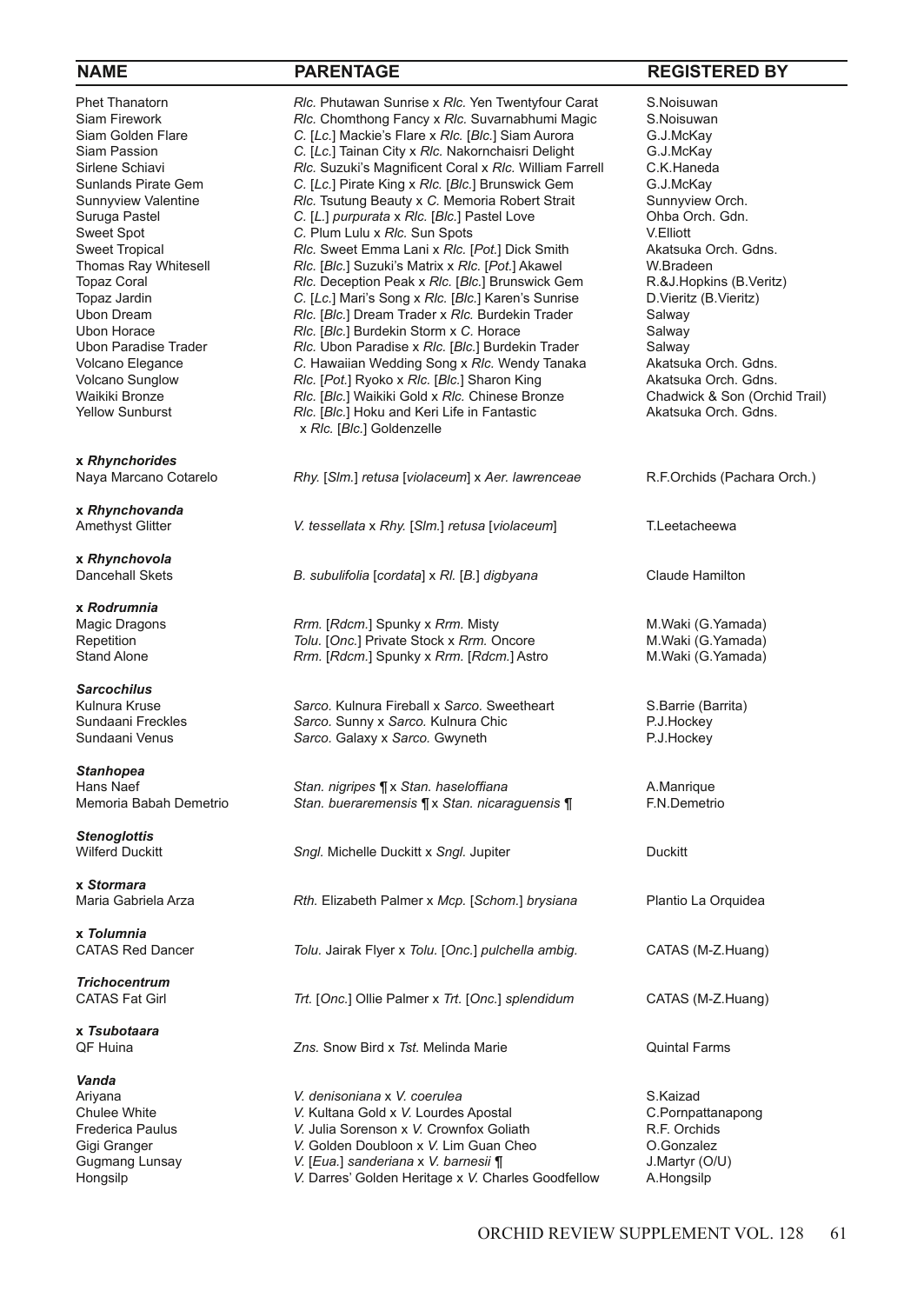| NAME | PARENTAGE | REGISTERED BY |
|---|---|---|
| Phet Thanatorn | *Rlc.* Phutawan Sunrise x *Rlc.* Yen Twentyfour Carat | S.Noisuwan |
| Siam Firework | *Rlc.* Chomthong Fancy x *Rlc.* Suvarnabhumi Magic | S.Noisuwan |
| Siam Golden Flare | *C.* [*Lc.*] Mackie's Flare x *Rlc.* [*Blc.*] Siam Aurora | G.J.McKay |
| Siam Passion | *C.* [*Lc.*] Tainan City x *Rlc.* Nakornchaisri Delight | G.J.McKay |
| Sirlene Schiavi | *Rlc.* Suzuki's Magnificent Coral x *Rlc.* William Farrell | C.K.Haneda |
| Sunlands Pirate Gem | *C.* [*Lc.*] Pirate King x *Rlc.* [*Blc.*] Brunswick Gem | G.J.McKay |
| Sunnyview Valentine | *Rlc.* Tsutung Beauty x *C.* Memoria Robert Strait | Sunnyview Orch. |
| Suruga Pastel | *C.* [*L.*] *purpurata* x *Rlc.* [*Blc.*] Pastel Love | Ohba Orch. Gdn. |
| Sweet Spot | *C.* Plum Lulu x *Rlc.* Sun Spots | V.Elliott |
| Sweet Tropical | *Rlc.* Sweet Emma Lani x *Rlc.* [*Pot.*] Dick Smith | Akatsuka Orch. Gdns. |
| Thomas Ray Whitesell | *Rlc.* [*Blc.*] Suzuki's Matrix x *Rlc.* [*Pot.*] Akawel | W.Bradeen |
| Topaz Coral | *Rlc.* Deception Peak x *Rlc.* [*Blc.*] Brunswick Gem | R.&J.Hopkins (B.Veritz) |
| Topaz Jardin | *C.* [*Lc.*] Mari's Song x *Rlc.* [*Blc.*] Karen's Sunrise | D.Vieritz (B.Vieritz) |
| Ubon Dream | *Rlc.* [*Blc.*] Dream Trader x *Rlc.* Burdekin Trader | Salway |
| Ubon Horace | *Rlc.* [*Blc.*] Burdekin Storm x *C.* Horace | Salway |
| Ubon Paradise Trader | *Rlc.* Ubon Paradise x *Rlc.* [*Blc.*] Burdekin Trader | Salway |
| Volcano Elegance | *C.* Hawaiian Wedding Song x *Rlc.* Wendy Tanaka | Akatsuka Orch. Gdns. |
| Volcano Sunglow | *Rlc.* [*Pot.*] Ryoko x *Rlc.* [*Blc.*] Sharon King | Akatsuka Orch. Gdns. |
| Waikiki Bronze | *Rlc.* [*Blc.*] Waikiki Gold x *Rlc.* Chinese Bronze | Chadwick & Son (Orchid Trail) |
| Yellow Sunburst | *Rlc.* [*Blc.*] Hoku and Keri Life in Fantastic x *Rlc.* [*Blc.*] Goldenzelle | Akatsuka Orch. Gdns. |
| **x *Rhynchorides*** | | |
| Naya Marcano Cotarelo | *Rhy.* [*Slm.*] *retusa* [*violaceum*] x *Aer. lawrenceae* | R.F.Orchids (Pachara Orch.) |
| **x *Rhynchovanda*** | | |
| Amethyst Glitter | *V. tessellata* x *Rhy.* [*Slm.*] *retusa* [*violaceum*] | T.Leetacheewa |
| **x *Rhynchovola*** | | |
| Dancehall Skets | *B. subulifolia* [*cordata*] x *Rl.* [*B.*] *digbyana* | Claude Hamilton |
| **x *Rodrumnia*** | | |
| Magic Dragons | *Rrm.* [*Rdcm.*] Spunky x *Rrm.* Misty | M.Waki (G.Yamada) |
| Repetition | *Tolu.* [*Onc.*] Private Stock x *Rrm.* Oncore | M.Waki (G.Yamada) |
| Stand Alone | *Rrm.* [*Rdcm.*] Spunky x *Rrm.* [*Rdcm.*] Astro | M.Waki (G.Yamada) |
| ***Sarcochilus*** | | |
| Kulnura Kruse | *Sarco.* Kulnura Fireball x *Sarco.* Sweetheart | S.Barrie (Barrita) |
| Sundaani Freckles | *Sarco.* Sunny x *Sarco.* Kulnura Chic | P.J.Hockey |
| Sundaani Venus | *Sarco.* Galaxy x *Sarco.* Gwyneth | P.J.Hockey |
| ***Stanhopea*** | | |
| Hans Naef | *Stan. nigripes* ¶ x *Stan. haseloffiana* | A.Manrique |
| Memoria Babah Demetrio | *Stan. bueraremensis* ¶ x *Stan. nicaraguensis* ¶ | F.N.Demetrio |
| ***Stenoglottis*** | | |
| Wilferd Duckitt | *Sngl.* Michelle Duckitt x *Sngl.* Jupiter | Duckitt |
| **x *Stormara*** | | |
| Maria Gabriela Arza | *Rth.* Elizabeth Palmer x *Mcp.* [*Schom.*] *brysiana* | Plantio La Orquidea |
| **x *Tolumnia*** | | |
| CATAS Red Dancer | *Tolu.* Jairak Flyer x *Tolu.* [*Onc.*] *pulchella ambig.* | CATAS (M-Z.Huang) |
| ***Trichocentrum*** | | |
| CATAS Fat Girl | *Trt.* [*Onc.*] Ollie Palmer x *Trt.* [*Onc.*] *splendidum* | CATAS (M-Z.Huang) |
| **x *Tsubotaara*** | | |
| QF Huina | *Zns.* Snow Bird x *Tst.* Melinda Marie | Quintal Farms |
| ***Vanda*** | | |
| Ariyana | *V. denisoniana* x *V. coerulea* | S.Kaizad |
| Chulee White | *V.* Kultana Gold x *V.* Lourdes Apostal | C.Pornpattanapong |
| Frederica Paulus | *V.* Julia Sorenson x *V.* Crownfox Goliath | R.F. Orchids |
| Gigi Granger | *V.* Golden Doubloon x *V.* Lim Guan Cheo | O.Gonzalez |
| Gugmang Lunsay | *V.* [*Eua.*] *sanderiana* x *V. barnesii* ¶ | J.Martyr (O/U) |
| Hongsilp | *V.* Darres' Golden Heritage x *V.* Charles Goodfellow | A.Hongsilp |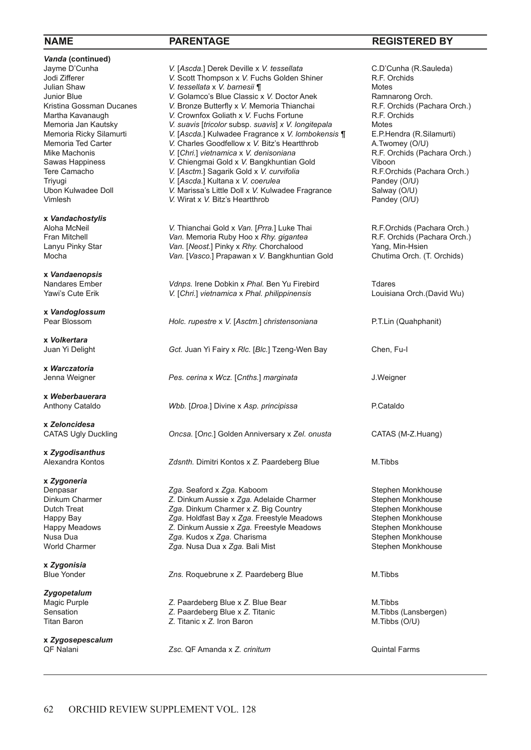| NAME | PARENTAGE | REGISTERED BY |
|---|---|---|
| ***Vanda* (continued)** | | |
| Jayme D'Cunha | *V.* [*Ascda.*] Derek Deville x *V. tessellata* | C.D'Cunha (R.Sauleda) |
| Jodi Zifferer | *V.* Scott Thompson x *V.* Fuchs Golden Shiner | R.F. Orchids |
| Julian Shaw | *V. tessellata* x *V. barnesii* ¶ | Motes |
| Junior Blue | *V.* Golamco's Blue Classic x *V.* Doctor Anek | Ramnarong Orch. |
| Kristina Gossman Ducanes | *V.* Bronze Butterfly x *V.* Memoria Thianchai | R.F. Orchids (Pachara Orch.) |
| Martha Kavanaugh | *V.* Crownfox Goliath x *V.* Fuchs Fortune | R.F. Orchids |
| Memoria Jan Kautsky | *V. suavis* [*tricolor* subsp. *suavis*] x *V. longitepala* | Motes |
| Memoria Ricky Silamurti | *V.* [*Ascda.*] Kulwadee Fragrance x *V. lombokensis* ¶ | E.P.Hendra (R.Silamurti) |
| Memoria Ted Carter | *V.* Charles Goodfellow x *V.* Bitz's Heartthrob | A.Twomey (O/U) |
| Mike Machonis | *V.* [*Chri.*] *vietnamica* x *V. denisoniana* | R.F. Orchids (Pachara Orch.) |
| Sawas Happiness | *V.* Chiengmai Gold x *V.* Bangkhuntian Gold | Viboon |
| Tere Camacho | *V.* [*Asctm.*] Sagarik Gold x *V. curvifolia* | R.F.Orchids (Pachara Orch.) |
| Triyugi | *V.* [*Ascda.*] Kultana x *V. coerulea* | Pandey (O/U) |
| Ubon Kulwadee Doll | *V.* Marissa's Little Doll x *V.* Kulwadee Fragrance | Salway (O/U) |
| Vimlesh | *V.* Wirat x *V.* Bitz's Heartthrob | Pandey (O/U) |
| **x *Vandachostylis*** | | |
| Aloha McNeil | *V.* Thianchai Gold x *Van.* [*Prra.*] Luke Thai | R.F.Orchids (Pachara Orch.) |
| Fran Mitchell | *Van.* Memoria Ruby Hoo x *Rhy. gigantea* | R.F. Orchids (Pachara Orch.) |
| Lanyu Pinky Star | *Van.* [*Neost.*] Pinky x *Rhy.* Chorchalood | Yang, Min-Hsien |
| Mocha | *Van.* [*Vasco.*] Prapawan x *V.* Bangkhuntian Gold | Chutima Orch. (T. Orchids) |
| **x *Vandaenopsis*** | | |
| Nandares Ember | *Vdnps.* Irene Dobkin x *Phal.* Ben Yu Firebird | Tdares |
| Yawi's Cute Erik | *V.* [*Chri.*] *vietnamica* x *Phal. philippinensis* | Louisiana Orch.(David Wu) |
| **x *Vandoglossum*** | | |
| Pear Blossom | *Holc. rupestre* x *V.* [*Asctm.*] *christensoniana* | P.T.Lin (Quahphanit) |
| **x *Volkertara*** | | |
| Juan Yi Delight | *Gct.* Juan Yi Fairy x *Rlc.* [*Blc.*] Tzeng-Wen Bay | Chen, Fu-I |
| **x *Warczatoria*** | | |
| Jenna Weigner | *Pes. cerina* x *Wcz.* [*Cnths.*] *marginata* | J.Weigner |
| **x *Weberbauerara*** | | |
| Anthony Cataldo | *Wbb.* [*Droa.*] Divine x *Asp. principissa* | P.Cataldo |
| **x *Zeloncidesa*** | | |
| CATAS Ugly Duckling | *Oncsa.* [*Onc.*] Golden Anniversary x *Zel. onusta* | CATAS (M-Z.Huang) |
| **x *Zygodisanthus*** | | |
| Alexandra Kontos | *Zdsnth.* Dimitri Kontos x *Z.* Paardeberg Blue | M.Tibbs |
| **x *Zygoneria*** | | |
| Denpasar | *Zga.* Seaford x *Zga.* Kaboom | Stephen Monkhouse |
| Dinkum Charmer | *Z.* Dinkum Aussie x *Zga.* Adelaide Charmer | Stephen Monkhouse |
| Dutch Treat | *Zga.* Dinkum Charmer x *Z.* Big Country | Stephen Monkhouse |
| Happy Bay | *Zga.* Holdfast Bay x *Zga.* Freestyle Meadows | Stephen Monkhouse |
| Happy Meadows | *Z.* Dinkum Aussie x *Zga.* Freestyle Meadows | Stephen Monkhouse |
| Nusa Dua | *Zga.* Kudos x *Zga.* Charisma | Stephen Monkhouse |
| World Charmer | *Zga.* Nusa Dua x *Zga.* Bali Mist | Stephen Monkhouse |
| **x *Zygonisia*** | | |
| Blue Yonder | *Zns.* Roquebrune x *Z.* Paardeberg Blue | M.Tibbs |
| ***Zygopetalum*** | | |
| Magic Purple | *Z.* Paardeberg Blue x *Z.* Blue Bear | M.Tibbs |
| Sensation | *Z.* Paardeberg Blue x *Z.* Titanic | M.Tibbs (Lansbergen) |
| Titan Baron | *Z.* Titanic x *Z.* Iron Baron | M.Tibbs (O/U) |
| **x *Zygosepescalum*** | | |
| QF Nalani | *Zsc.* QF Amanda x *Z. crinitum* | Quintal Farms |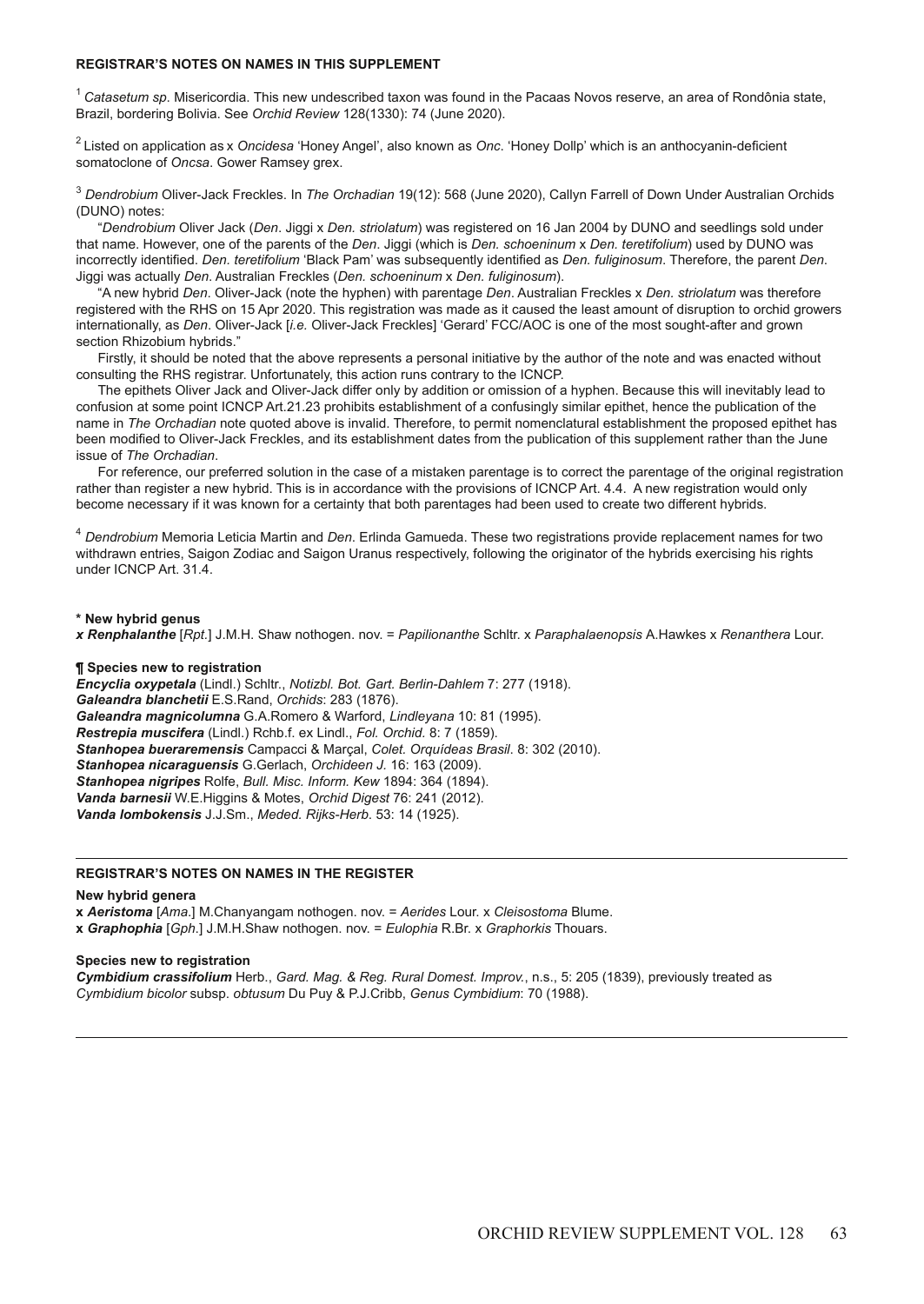## REGISTRAR'S NOTES ON NAMES IN THIS SUPPLEMENT

[1] *Catasetum sp*. Misericordia. This new undescribed taxon was found in the Pacaas Novos reserve, an area of Rondônia state, Brazil, bordering Bolivia. See *Orchid Review* 128(1330): 74 (June 2020).

[2] Listed on application as x *Oncidesa* 'Honey Angel', also known as *Onc*. 'Honey Dollp' which is an anthocyanin-deficient somatoclone of *Oncsa*. Gower Ramsey grex.

[3] *Dendrobium* Oliver-Jack Freckles. In *The Orchadian* 19(12): 568 (June 2020), Callyn Farrell of Down Under Australian Orchids (DUNO) notes:

"*Dendrobium* Oliver Jack (*Den*. Jiggi x *Den. striolatum*) was registered on 16 Jan 2004 by DUNO and seedlings sold under that name. However, one of the parents of the *Den*. Jiggi (which is *Den. schoeninum* x *Den. teretifolium*) used by DUNO was incorrectly identified. *Den. teretifolium* 'Black Pam' was subsequently identified as *Den. fuliginosum*. Therefore, the parent *Den*. Jiggi was actually *Den*. Australian Freckles (*Den. schoeninum* x *Den. fuliginosum*).

"A new hybrid *Den*. Oliver-Jack (note the hyphen) with parentage *Den*. Australian Freckles x *Den. striolatum* was therefore registered with the RHS on 15 Apr 2020. This registration was made as it caused the least amount of disruption to orchid growers internationally, as *Den*. Oliver-Jack [*i.e.* Oliver-Jack Freckles] 'Gerard' FCC/AOC is one of the most sought-after and grown section Rhizobium hybrids."

Firstly, it should be noted that the above represents a personal initiative by the author of the note and was enacted without consulting the RHS registrar. Unfortunately, this action runs contrary to the ICNCP.

The epithets Oliver Jack and Oliver-Jack differ only by addition or omission of a hyphen. Because this will inevitably lead to confusion at some point ICNCP Art.21.23 prohibits establishment of a confusingly similar epithet, hence the publication of the name in *The Orchadian* note quoted above is invalid. Therefore, to permit nomenclatural establishment the proposed epithet has been modified to Oliver-Jack Freckles, and its establishment dates from the publication of this supplement rather than the June issue of *The Orchadian*.

For reference, our preferred solution in the case of a mistaken parentage is to correct the parentage of the original registration rather than register a new hybrid. This is in accordance with the provisions of ICNCP Art. 4.4. A new registration would only become necessary if it was known for a certainty that both parentages had been used to create two different hybrids.

[4] *Dendrobium* Memoria Leticia Martin and *Den*. Erlinda Gamueda. These two registrations provide replacement names for two withdrawn entries, Saigon Zodiac and Saigon Uranus respectively, following the originator of the hybrids exercising his rights under ICNCP Art. 31.4.

**\* New hybrid genus**

***x Renphalanthe*** [*Rpt*.] J.M.H. Shaw nothogen. nov. = *Papilionanthe* Schltr. x *Paraphalaenopsis* A.Hawkes x *Renanthera* Lour.

**¶ Species new to registration**

***Encyclia oxypetala*** (Lindl.) Schltr., *Notizbl. Bot. Gart. Berlin-Dahlem* 7: 277 (1918).
***Galeandra blanchetii*** E.S.Rand, *Orchids*: 283 (1876).
***Galeandra magnicolumna*** G.A.Romero & Warford, *Lindleyana* 10: 81 (1995).
***Restrepia muscifera*** (Lindl.) Rchb.f. ex Lindl., *Fol. Orchid*. 8: 7 (1859).
***Stanhopea bueraremensis*** Campacci & Marçal, *Colet. Orquídeas Brasil*. 8: 302 (2010).
***Stanhopea nicaraguensis*** G.Gerlach, *Orchideen J.* 16: 163 (2009).
***Stanhopea nigripes*** Rolfe, *Bull. Misc. Inform. Kew* 1894: 364 (1894).
***Vanda barnesii*** W.E.Higgins & Motes, *Orchid Digest* 76: 241 (2012).
***Vanda lombokensis*** J.J.Sm., *Meded. Rijks-Herb*. 53: 14 (1925).

---

## REGISTRAR'S NOTES ON NAMES IN THE REGISTER

**New hybrid genera**

**x *Aeristoma*** [*Ama*.] M.Chanyangam nothogen. nov. = *Aerides* Lour. x *Cleisostoma* Blume.
**x *Graphophia*** [*Gph*.] J.M.H.Shaw nothogen. nov. = *Eulophia* R.Br. x *Graphorkis* Thouars.

**Species new to registration**

***Cymbidium crassifolium*** Herb., *Gard. Mag. & Reg. Rural Domest. Improv.*, n.s., 5: 205 (1839), previously treated as *Cymbidium bicolor* subsp. *obtusum* Du Puy & P.J.Cribb, *Genus Cymbidium*: 70 (1988).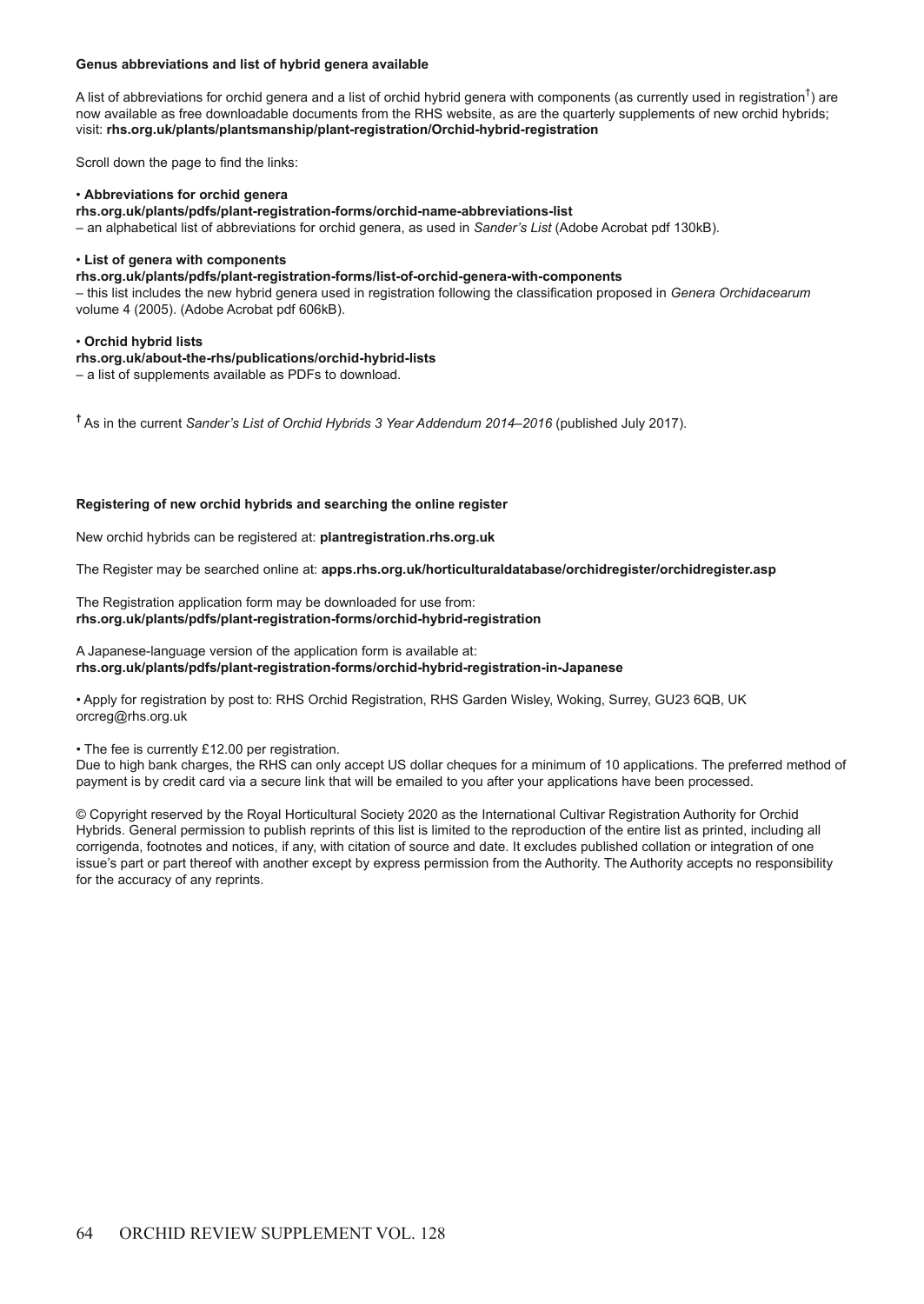**Genus abbreviations and list of hybrid genera available**

A list of abbreviations for orchid genera and a list of orchid hybrid genera with components (as currently used in registration[†]) are now available as free downloadable documents from the RHS website, as are the quarterly supplements of new orchid hybrids; visit: **rhs.org.uk/plants/plantsmanship/plant-registration/Orchid-hybrid-registration**

Scroll down the page to find the links:

- **Abbreviations for orchid genera**
  **rhs.org.uk/plants/pdfs/plant-registration-forms/orchid-name-abbreviations-list**
  – an alphabetical list of abbreviations for orchid genera, as used in *Sander's List* (Adobe Acrobat pdf 130kB).

- **List of genera with components**
  **rhs.org.uk/plants/pdfs/plant-registration-forms/list-of-orchid-genera-with-components**
  – this list includes the new hybrid genera used in registration following the classification proposed in *Genera Orchidacearum* volume 4 (2005). (Adobe Acrobat pdf 606kB).

- **Orchid hybrid lists**
  **rhs.org.uk/about-the-rhs/publications/orchid-hybrid-lists**
  – a list of supplements available as PDFs to download.

[†] As in the current *Sander's List of Orchid Hybrids 3 Year Addendum 2014–2016* (published July 2017).

**Registering of new orchid hybrids and searching the online register**

New orchid hybrids can be registered at: **plantregistration.rhs.org.uk**

The Register may be searched online at: **apps.rhs.org.uk/horticulturaldatabase/orchidregister/orchidregister.asp**

The Registration application form may be downloaded for use from:
**rhs.org.uk/plants/pdfs/plant-registration-forms/orchid-hybrid-registration**

A Japanese-language version of the application form is available at:
**rhs.org.uk/plants/pdfs/plant-registration-forms/orchid-hybrid-registration-in-Japanese**

- Apply for registration by post to: RHS Orchid Registration, RHS Garden Wisley, Woking, Surrey, GU23 6QB, UK
  orcreg@rhs.org.uk

- The fee is currently £12.00 per registration.

Due to high bank charges, the RHS can only accept US dollar cheques for a minimum of 10 applications. The preferred method of payment is by credit card via a secure link that will be emailed to you after your applications have been processed.

© Copyright reserved by the Royal Horticultural Society 2020 as the International Cultivar Registration Authority for Orchid Hybrids. General permission to publish reprints of this list is limited to the reproduction of the entire list as printed, including all corrigenda, footnotes and notices, if any, with citation of source and date. It excludes published collation or integration of one issue's part or part thereof with another except by express permission from the Authority. The Authority accepts no responsibility for the accuracy of any reprints.